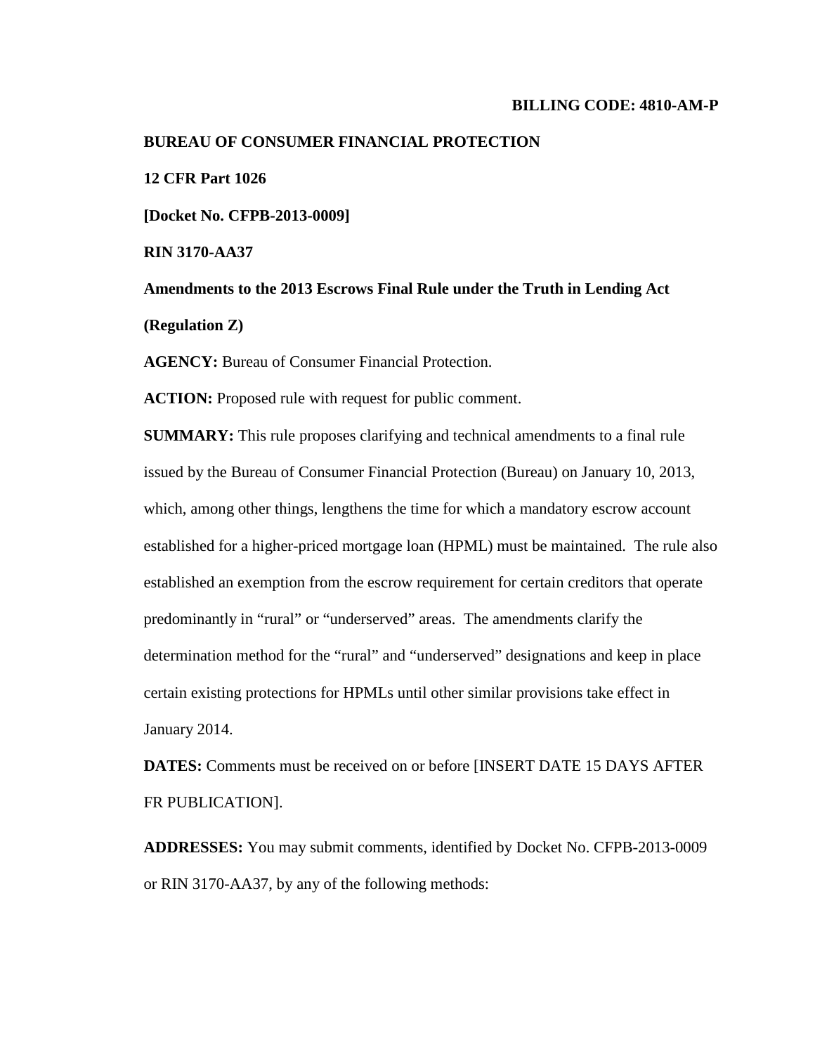**BILLING CODE: 4810-AM-P**

**BUREAU OF CONSUMER FINANCIAL PROTECTION**

**12 CFR Part 1026**

**[Docket No. CFPB-2013-0009]**

**RIN 3170-AA37**

**Amendments to the 2013 Escrows Final Rule under the Truth in Lending Act (Regulation Z)**

**AGENCY:** Bureau of Consumer Financial Protection.

**ACTION:** Proposed rule with request for public comment.

**SUMMARY:** This rule proposes clarifying and technical amendments to a final rule issued by the Bureau of Consumer Financial Protection (Bureau) on January 10, 2013, which, among other things, lengthens the time for which a mandatory escrow account established for a higher-priced mortgage loan (HPML) must be maintained. The rule also established an exemption from the escrow requirement for certain creditors that operate predominantly in "rural" or "underserved" areas. The amendments clarify the determination method for the "rural" and "underserved" designations and keep in place certain existing protections for HPMLs until other similar provisions take effect in January 2014.

**DATES:** Comments must be received on or before [INSERT DATE 15 DAYS AFTER FR PUBLICATION].

**ADDRESSES:** You may submit comments, identified by Docket No. CFPB-2013-0009 or RIN 3170-AA37, by any of the following methods: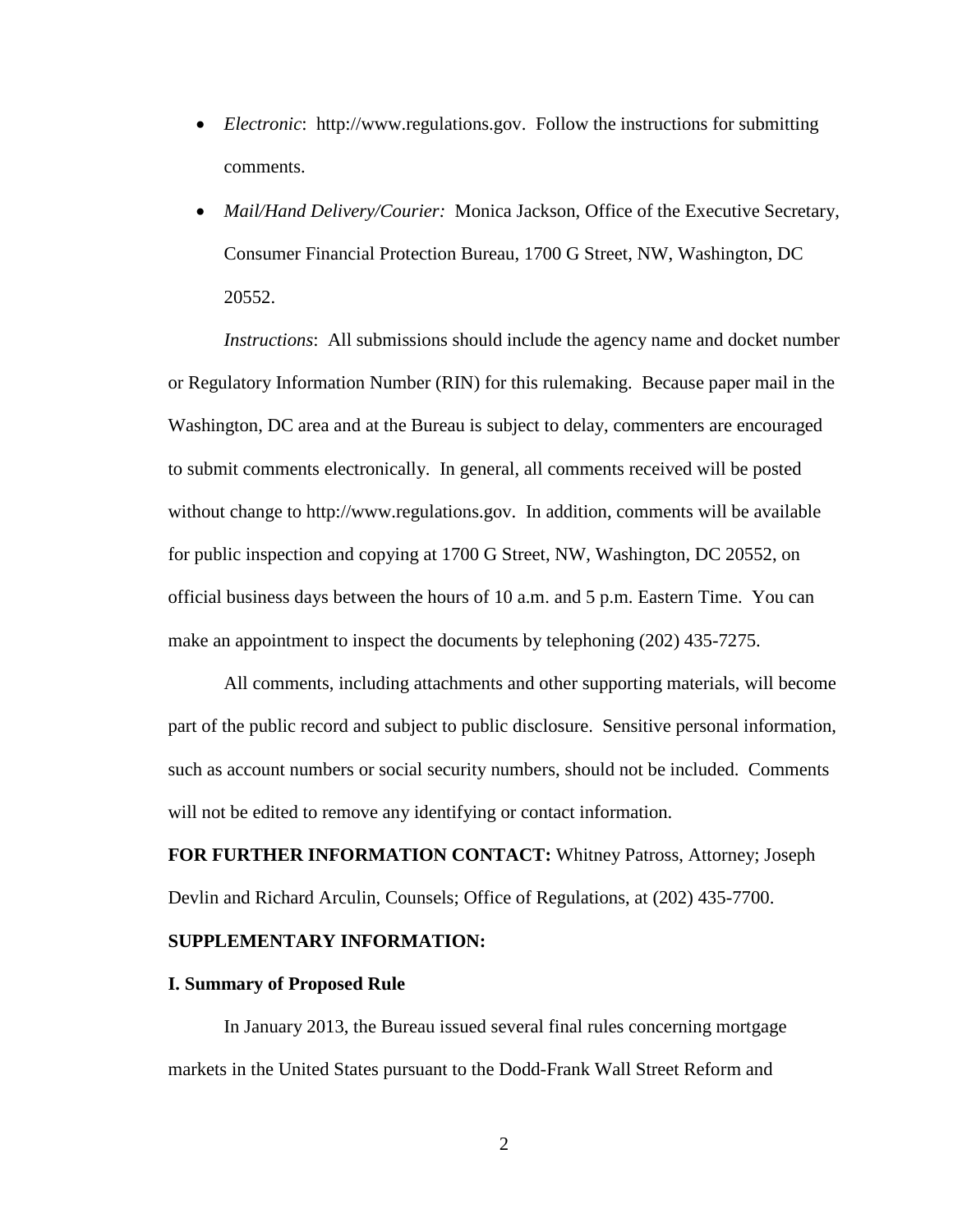- *Electronic*: http://www.regulations.gov. Follow the instructions for submitting comments.
- *Mail/Hand Delivery/Courier:* Monica Jackson, Office of the Executive Secretary, Consumer Financial Protection Bureau, 1700 G Street, NW, Washington, DC 20552.

*Instructions*: All submissions should include the agency name and docket number or Regulatory Information Number (RIN) for this rulemaking. Because paper mail in the Washington, DC area and at the Bureau is subject to delay, commenters are encouraged to submit comments electronically. In general, all comments received will be posted without change to http://www.regulations.gov. In addition, comments will be available for public inspection and copying at 1700 G Street, NW, Washington, DC 20552, on official business days between the hours of 10 a.m. and 5 p.m. Eastern Time. You can make an appointment to inspect the documents by telephoning (202) 435-7275.

All comments, including attachments and other supporting materials, will become part of the public record and subject to public disclosure. Sensitive personal information, such as account numbers or social security numbers, should not be included. Comments will not be edited to remove any identifying or contact information.

**FOR FURTHER INFORMATION CONTACT:** Whitney Patross, Attorney; Joseph Devlin and Richard Arculin, Counsels; Office of Regulations, at (202) 435-7700.

**SUPPLEMENTARY INFORMATION:**

**I. Summary of Proposed Rule**

In January 2013, the Bureau issued several final rules concerning mortgage markets in the United States pursuant to the Dodd-Frank Wall Street Reform and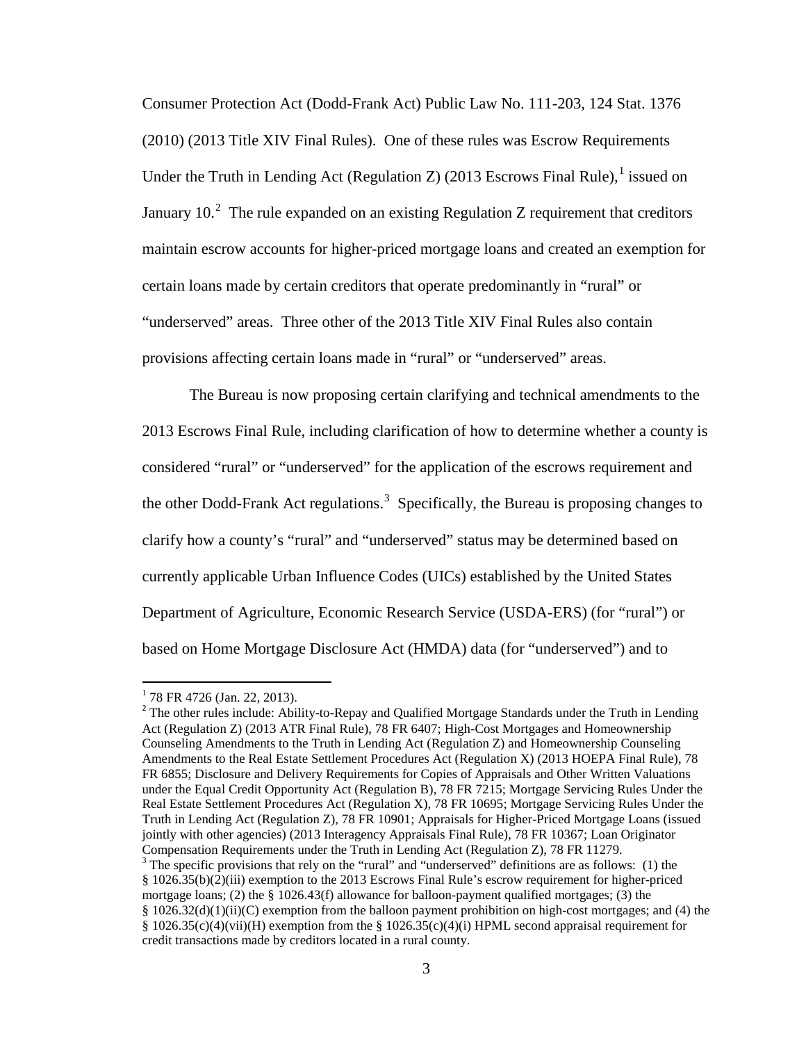Consumer Protection Act (Dodd-Frank Act) Public Law No. 111-203, 124 Stat. 1376 (2010) (2013 Title XIV Final Rules). One of these rules was Escrow Requirements Under the Truth in Lending Act (Regulation Z) (2013 Escrows Final Rule),[1] issued on January 10.[2] The rule expanded on an existing Regulation Z requirement that creditors maintain escrow accounts for higher-priced mortgage loans and created an exemption for certain loans made by certain creditors that operate predominantly in "rural" or "underserved" areas. Three other of the 2013 Title XIV Final Rules also contain provisions affecting certain loans made in "rural" or "underserved" areas.

The Bureau is now proposing certain clarifying and technical amendments to the 2013 Escrows Final Rule, including clarification of how to determine whether a county is considered "rural" or "underserved" for the application of the escrows requirement and the other Dodd-Frank Act regulations.[3] Specifically, the Bureau is proposing changes to clarify how a county's "rural" and "underserved" status may be determined based on currently applicable Urban Influence Codes (UICs) established by the United States Department of Agriculture, Economic Research Service (USDA-ERS) (for "rural") or based on Home Mortgage Disclosure Act (HMDA) data (for "underserved") and to

---

[1] 78 FR 4726 (Jan. 22, 2013).

[2] The other rules include: Ability-to-Repay and Qualified Mortgage Standards under the Truth in Lending Act (Regulation Z) (2013 ATR Final Rule), 78 FR 6407; High-Cost Mortgages and Homeownership Counseling Amendments to the Truth in Lending Act (Regulation Z) and Homeownership Counseling Amendments to the Real Estate Settlement Procedures Act (Regulation X) (2013 HOEPA Final Rule), 78 FR 6855; Disclosure and Delivery Requirements for Copies of Appraisals and Other Written Valuations under the Equal Credit Opportunity Act (Regulation B), 78 FR 7215; Mortgage Servicing Rules Under the Real Estate Settlement Procedures Act (Regulation X), 78 FR 10695; Mortgage Servicing Rules Under the Truth in Lending Act (Regulation Z), 78 FR 10901; Appraisals for Higher-Priced Mortgage Loans (issued jointly with other agencies) (2013 Interagency Appraisals Final Rule), 78 FR 10367; Loan Originator Compensation Requirements under the Truth in Lending Act (Regulation Z), 78 FR 11279.

[3] The specific provisions that rely on the "rural" and "underserved" definitions are as follows: (1) the § 1026.35(b)(2)(iii) exemption to the 2013 Escrows Final Rule's escrow requirement for higher-priced mortgage loans; (2) the § 1026.43(f) allowance for balloon-payment qualified mortgages; (3) the § 1026.32(d)(1)(ii)(C) exemption from the balloon payment prohibition on high-cost mortgages; and (4) the § 1026.35(c)(4)(vii)(H) exemption from the § 1026.35(c)(4)(i) HPML second appraisal requirement for credit transactions made by creditors located in a rural county.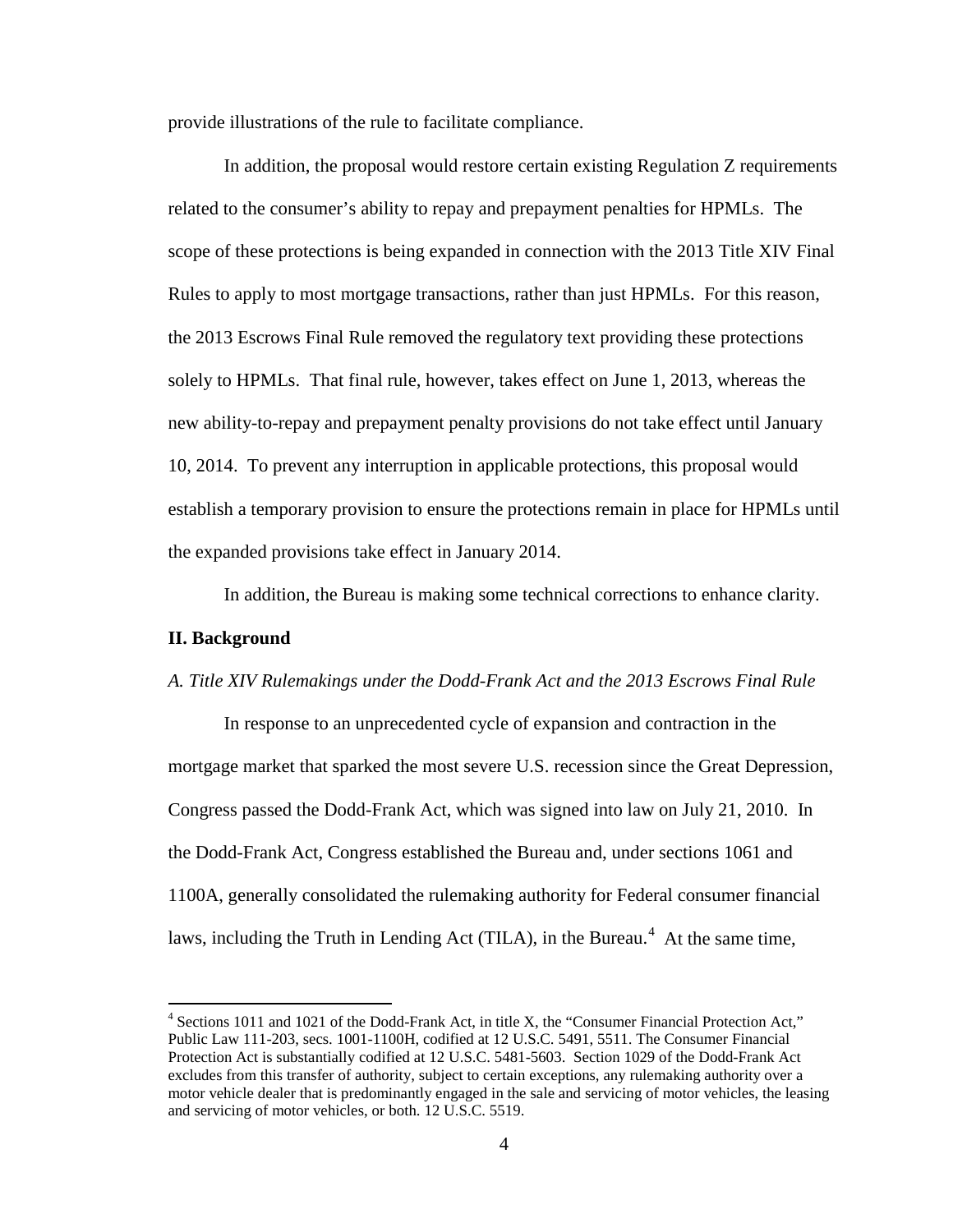provide illustrations of the rule to facilitate compliance.

In addition, the proposal would restore certain existing Regulation Z requirements related to the consumer's ability to repay and prepayment penalties for HPMLs. The scope of these protections is being expanded in connection with the 2013 Title XIV Final Rules to apply to most mortgage transactions, rather than just HPMLs. For this reason, the 2013 Escrows Final Rule removed the regulatory text providing these protections solely to HPMLs. That final rule, however, takes effect on June 1, 2013, whereas the new ability-to-repay and prepayment penalty provisions do not take effect until January 10, 2014. To prevent any interruption in applicable protections, this proposal would establish a temporary provision to ensure the protections remain in place for HPMLs until the expanded provisions take effect in January 2014.

In addition, the Bureau is making some technical corrections to enhance clarity.

## II. Background

### *A. Title XIV Rulemakings under the Dodd-Frank Act and the 2013 Escrows Final Rule*

In response to an unprecedented cycle of expansion and contraction in the mortgage market that sparked the most severe U.S. recession since the Great Depression, Congress passed the Dodd-Frank Act, which was signed into law on July 21, 2010. In the Dodd-Frank Act, Congress established the Bureau and, under sections 1061 and 1100A, generally consolidated the rulemaking authority for Federal consumer financial laws, including the Truth in Lending Act (TILA), in the Bureau.[4] At the same time,

[4] Sections 1011 and 1021 of the Dodd-Frank Act, in title X, the "Consumer Financial Protection Act," Public Law 111-203, secs. 1001-1100H, codified at 12 U.S.C. 5491, 5511. The Consumer Financial Protection Act is substantially codified at 12 U.S.C. 5481-5603. Section 1029 of the Dodd-Frank Act excludes from this transfer of authority, subject to certain exceptions, any rulemaking authority over a motor vehicle dealer that is predominantly engaged in the sale and servicing of motor vehicles, the leasing and servicing of motor vehicles, or both. 12 U.S.C. 5519.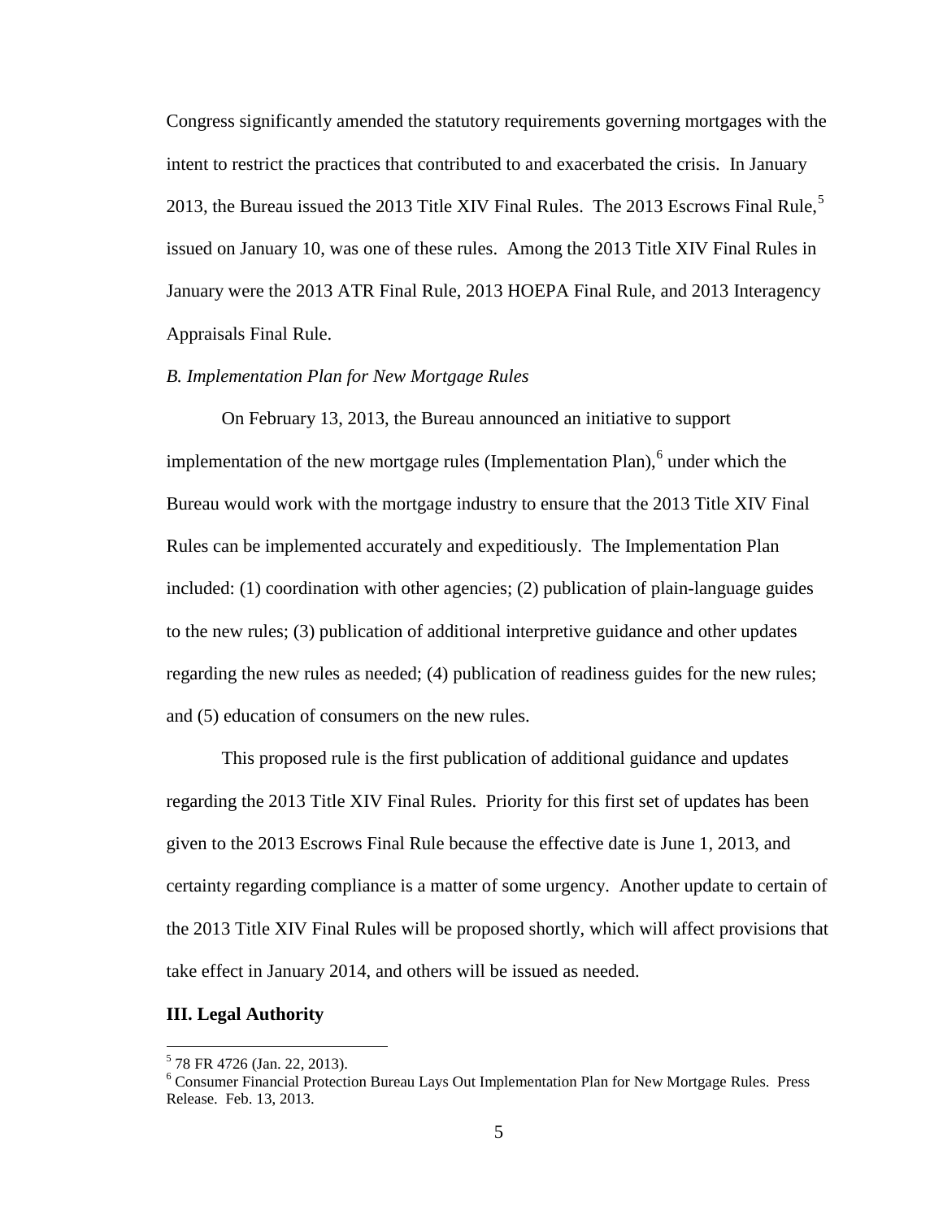Congress significantly amended the statutory requirements governing mortgages with the intent to restrict the practices that contributed to and exacerbated the crisis. In January 2013, the Bureau issued the 2013 Title XIV Final Rules. The 2013 Escrows Final Rule,[5] issued on January 10, was one of these rules. Among the 2013 Title XIV Final Rules in January were the 2013 ATR Final Rule, 2013 HOEPA Final Rule, and 2013 Interagency Appraisals Final Rule.

*B. Implementation Plan for New Mortgage Rules*

On February 13, 2013, the Bureau announced an initiative to support implementation of the new mortgage rules (Implementation Plan),[6] under which the Bureau would work with the mortgage industry to ensure that the 2013 Title XIV Final Rules can be implemented accurately and expeditiously. The Implementation Plan included: (1) coordination with other agencies; (2) publication of plain-language guides to the new rules; (3) publication of additional interpretive guidance and other updates regarding the new rules as needed; (4) publication of readiness guides for the new rules; and (5) education of consumers on the new rules.

This proposed rule is the first publication of additional guidance and updates regarding the 2013 Title XIV Final Rules. Priority for this first set of updates has been given to the 2013 Escrows Final Rule because the effective date is June 1, 2013, and certainty regarding compliance is a matter of some urgency. Another update to certain of the 2013 Title XIV Final Rules will be proposed shortly, which will affect provisions that take effect in January 2014, and others will be issued as needed.

## III. Legal Authority

---

[5] 78 FR 4726 (Jan. 22, 2013).

[6] Consumer Financial Protection Bureau Lays Out Implementation Plan for New Mortgage Rules. Press Release. Feb. 13, 2013.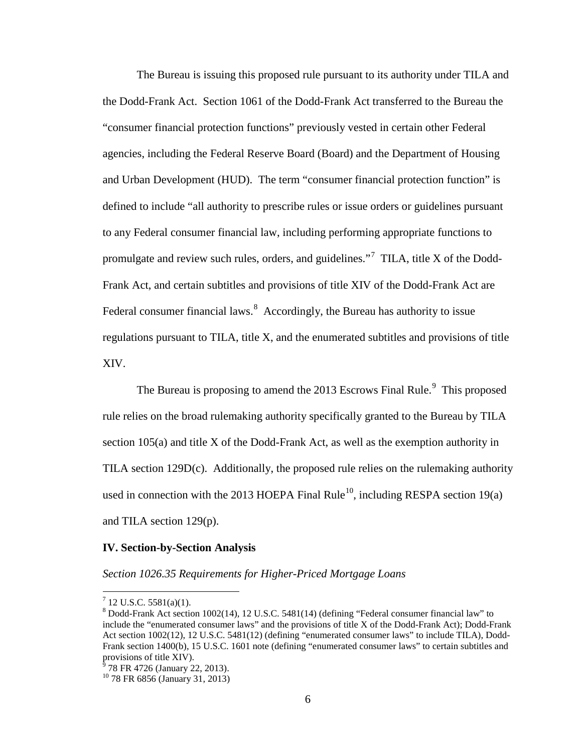The Bureau is issuing this proposed rule pursuant to its authority under TILA and the Dodd-Frank Act. Section 1061 of the Dodd-Frank Act transferred to the Bureau the "consumer financial protection functions" previously vested in certain other Federal agencies, including the Federal Reserve Board (Board) and the Department of Housing and Urban Development (HUD). The term "consumer financial protection function" is defined to include "all authority to prescribe rules or issue orders or guidelines pursuant to any Federal consumer financial law, including performing appropriate functions to promulgate and review such rules, orders, and guidelines."[7] TILA, title X of the Dodd-Frank Act, and certain subtitles and provisions of title XIV of the Dodd-Frank Act are Federal consumer financial laws.[8] Accordingly, the Bureau has authority to issue regulations pursuant to TILA, title X, and the enumerated subtitles and provisions of title XIV.

The Bureau is proposing to amend the 2013 Escrows Final Rule.[9] This proposed rule relies on the broad rulemaking authority specifically granted to the Bureau by TILA section 105(a) and title X of the Dodd-Frank Act, as well as the exemption authority in TILA section 129D(c). Additionally, the proposed rule relies on the rulemaking authority used in connection with the 2013 HOEPA Final Rule[10], including RESPA section 19(a) and TILA section 129(p).

## IV. Section-by-Section Analysis

*Section 1026.35 Requirements for Higher-Priced Mortgage Loans*

---

[7] 12 U.S.C. 5581(a)(1).

[8] Dodd-Frank Act section 1002(14), 12 U.S.C. 5481(14) (defining "Federal consumer financial law" to include the "enumerated consumer laws" and the provisions of title X of the Dodd-Frank Act); Dodd-Frank Act section 1002(12), 12 U.S.C. 5481(12) (defining "enumerated consumer laws" to include TILA), Dodd-Frank section 1400(b), 15 U.S.C. 1601 note (defining "enumerated consumer laws" to certain subtitles and provisions of title XIV).

[9] 78 FR 4726 (January 22, 2013).

[10] 78 FR 6856 (January 31, 2013)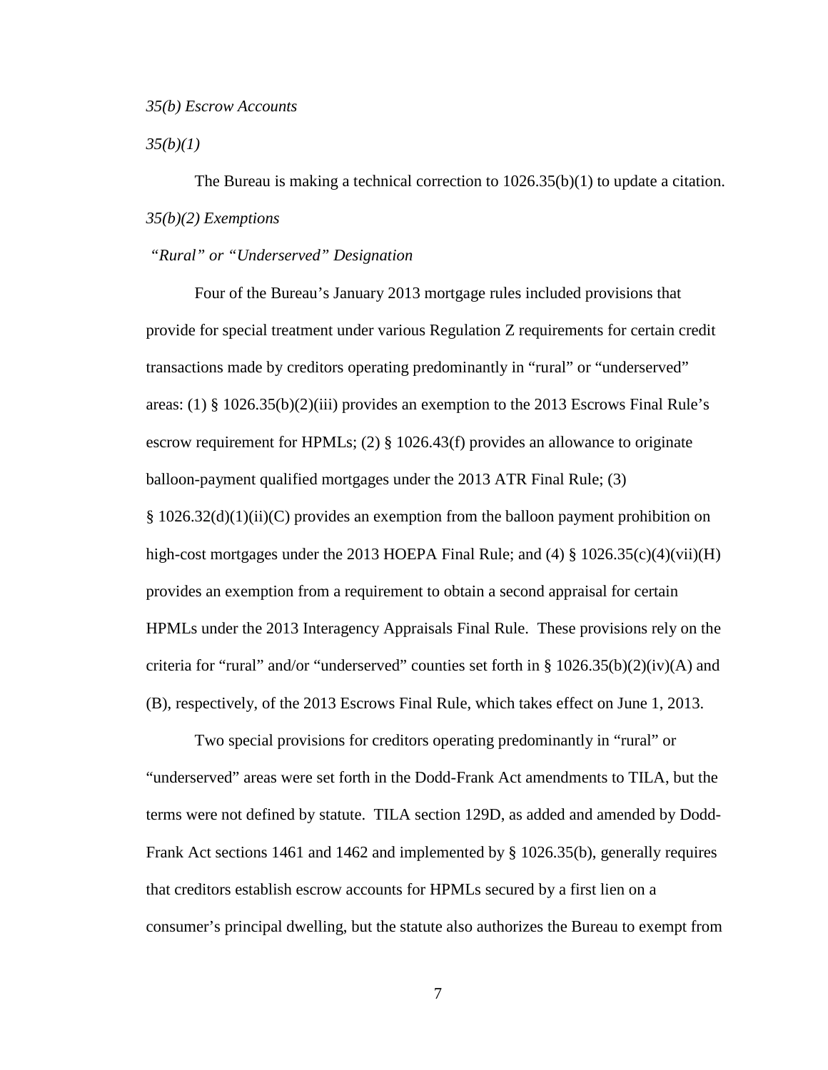*35(b) Escrow Accounts*

*35(b)(1)*

The Bureau is making a technical correction to 1026.35(b)(1) to update a citation.

*35(b)(2) Exemptions*

*"Rural" or "Underserved" Designation*

Four of the Bureau's January 2013 mortgage rules included provisions that provide for special treatment under various Regulation Z requirements for certain credit transactions made by creditors operating predominantly in "rural" or "underserved" areas: (1) § 1026.35(b)(2)(iii) provides an exemption to the 2013 Escrows Final Rule's escrow requirement for HPMLs; (2) § 1026.43(f) provides an allowance to originate balloon-payment qualified mortgages under the 2013 ATR Final Rule; (3) § 1026.32(d)(1)(ii)(C) provides an exemption from the balloon payment prohibition on high-cost mortgages under the 2013 HOEPA Final Rule; and (4) § 1026.35(c)(4)(vii)(H) provides an exemption from a requirement to obtain a second appraisal for certain HPMLs under the 2013 Interagency Appraisals Final Rule. These provisions rely on the criteria for "rural" and/or "underserved" counties set forth in § 1026.35(b)(2)(iv)(A) and (B), respectively, of the 2013 Escrows Final Rule, which takes effect on June 1, 2013.

Two special provisions for creditors operating predominantly in "rural" or "underserved" areas were set forth in the Dodd-Frank Act amendments to TILA, but the terms were not defined by statute. TILA section 129D, as added and amended by Dodd-Frank Act sections 1461 and 1462 and implemented by § 1026.35(b), generally requires that creditors establish escrow accounts for HPMLs secured by a first lien on a consumer's principal dwelling, but the statute also authorizes the Bureau to exempt from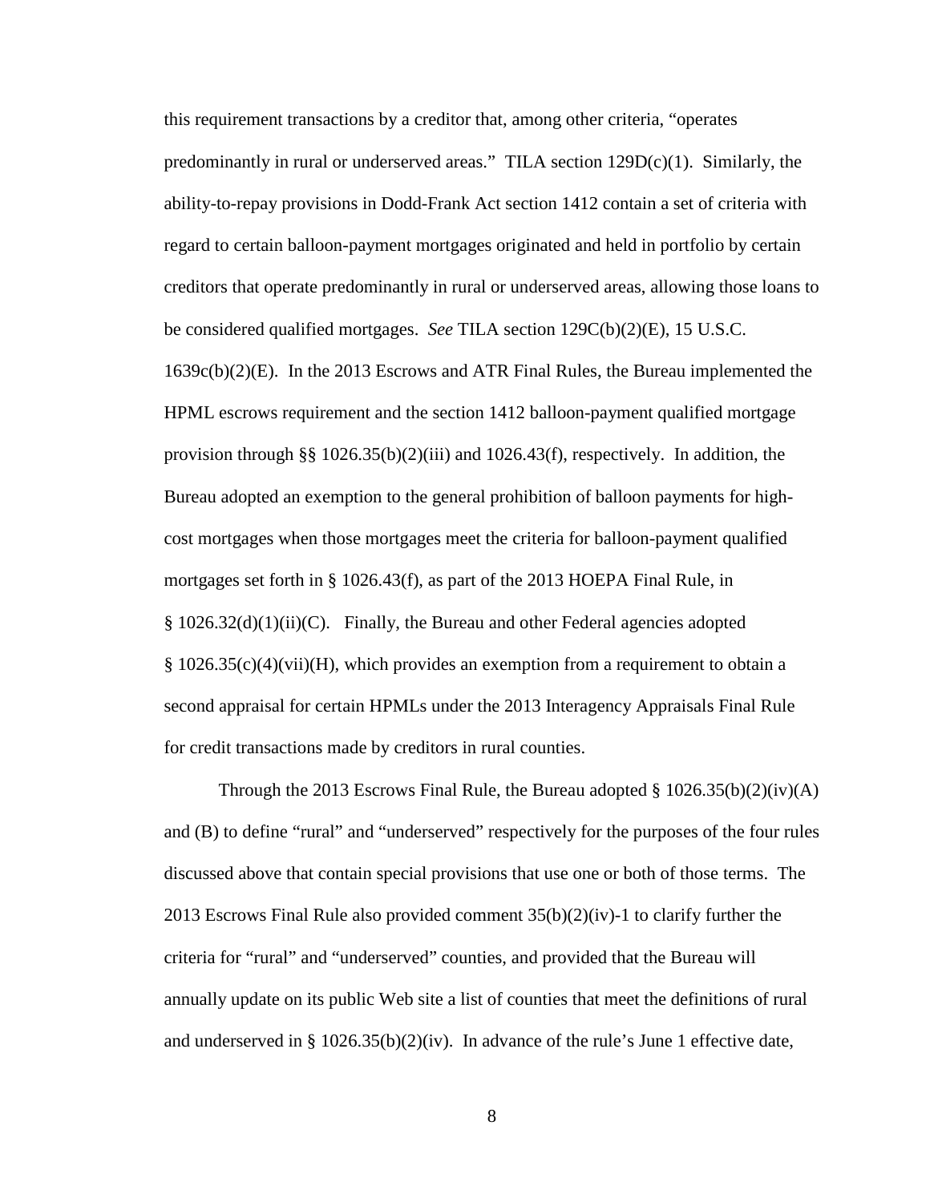this requirement transactions by a creditor that, among other criteria, "operates predominantly in rural or underserved areas." TILA section 129D(c)(1). Similarly, the ability-to-repay provisions in Dodd-Frank Act section 1412 contain a set of criteria with regard to certain balloon-payment mortgages originated and held in portfolio by certain creditors that operate predominantly in rural or underserved areas, allowing those loans to be considered qualified mortgages. *See* TILA section 129C(b)(2)(E), 15 U.S.C. 1639c(b)(2)(E). In the 2013 Escrows and ATR Final Rules, the Bureau implemented the HPML escrows requirement and the section 1412 balloon-payment qualified mortgage provision through §§ 1026.35(b)(2)(iii) and 1026.43(f), respectively. In addition, the Bureau adopted an exemption to the general prohibition of balloon payments for high-cost mortgages when those mortgages meet the criteria for balloon-payment qualified mortgages set forth in § 1026.43(f), as part of the 2013 HOEPA Final Rule, in § 1026.32(d)(1)(ii)(C). Finally, the Bureau and other Federal agencies adopted § 1026.35(c)(4)(vii)(H), which provides an exemption from a requirement to obtain a second appraisal for certain HPMLs under the 2013 Interagency Appraisals Final Rule for credit transactions made by creditors in rural counties.

Through the 2013 Escrows Final Rule, the Bureau adopted § 1026.35(b)(2)(iv)(A) and (B) to define "rural" and "underserved" respectively for the purposes of the four rules discussed above that contain special provisions that use one or both of those terms. The 2013 Escrows Final Rule also provided comment 35(b)(2)(iv)-1 to clarify further the criteria for "rural" and "underserved" counties, and provided that the Bureau will annually update on its public Web site a list of counties that meet the definitions of rural and underserved in § 1026.35(b)(2)(iv). In advance of the rule's June 1 effective date,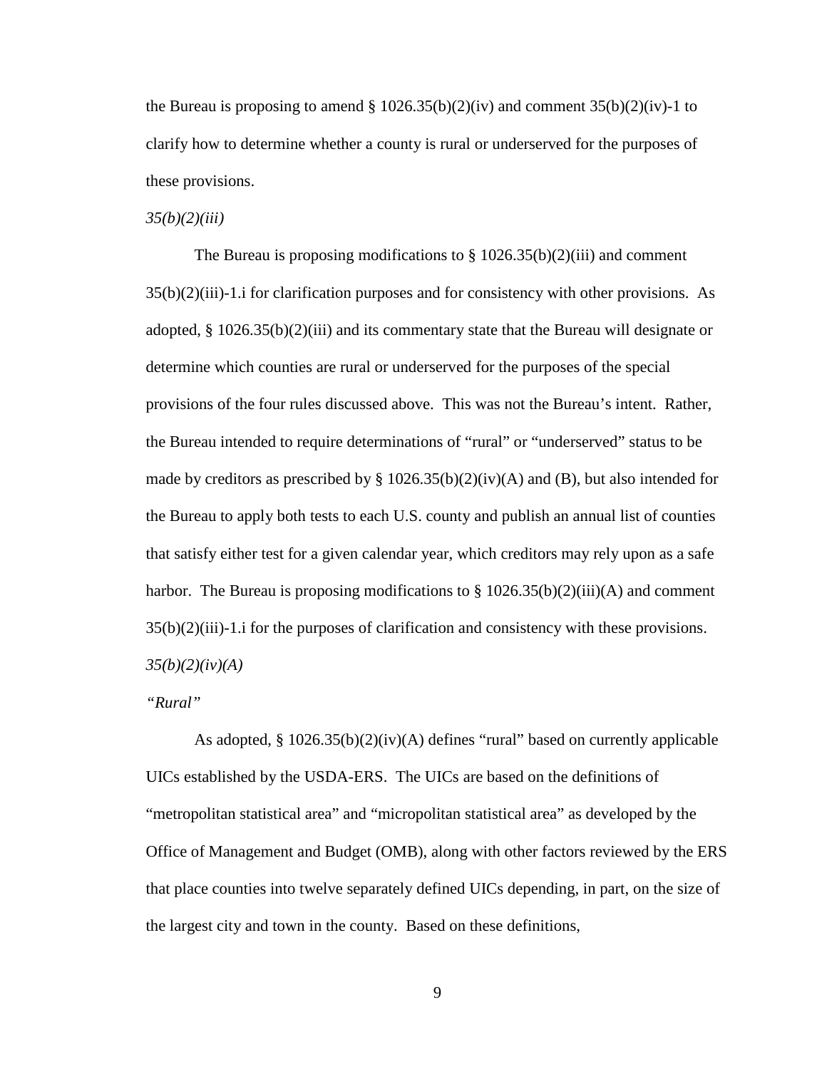the Bureau is proposing to amend § 1026.35(b)(2)(iv) and comment 35(b)(2)(iv)-1 to clarify how to determine whether a county is rural or underserved for the purposes of these provisions.

*35(b)(2)(iii)*

The Bureau is proposing modifications to § 1026.35(b)(2)(iii) and comment 35(b)(2)(iii)-1.i for clarification purposes and for consistency with other provisions. As adopted, § 1026.35(b)(2)(iii) and its commentary state that the Bureau will designate or determine which counties are rural or underserved for the purposes of the special provisions of the four rules discussed above. This was not the Bureau's intent. Rather, the Bureau intended to require determinations of "rural" or "underserved" status to be made by creditors as prescribed by § 1026.35(b)(2)(iv)(A) and (B), but also intended for the Bureau to apply both tests to each U.S. county and publish an annual list of counties that satisfy either test for a given calendar year, which creditors may rely upon as a safe harbor. The Bureau is proposing modifications to § 1026.35(b)(2)(iii)(A) and comment 35(b)(2)(iii)-1.i for the purposes of clarification and consistency with these provisions.

*35(b)(2)(iv)(A)*

*"Rural"*

As adopted, § 1026.35(b)(2)(iv)(A) defines "rural" based on currently applicable UICs established by the USDA-ERS. The UICs are based on the definitions of "metropolitan statistical area" and "micropolitan statistical area" as developed by the Office of Management and Budget (OMB), along with other factors reviewed by the ERS that place counties into twelve separately defined UICs depending, in part, on the size of the largest city and town in the county. Based on these definitions,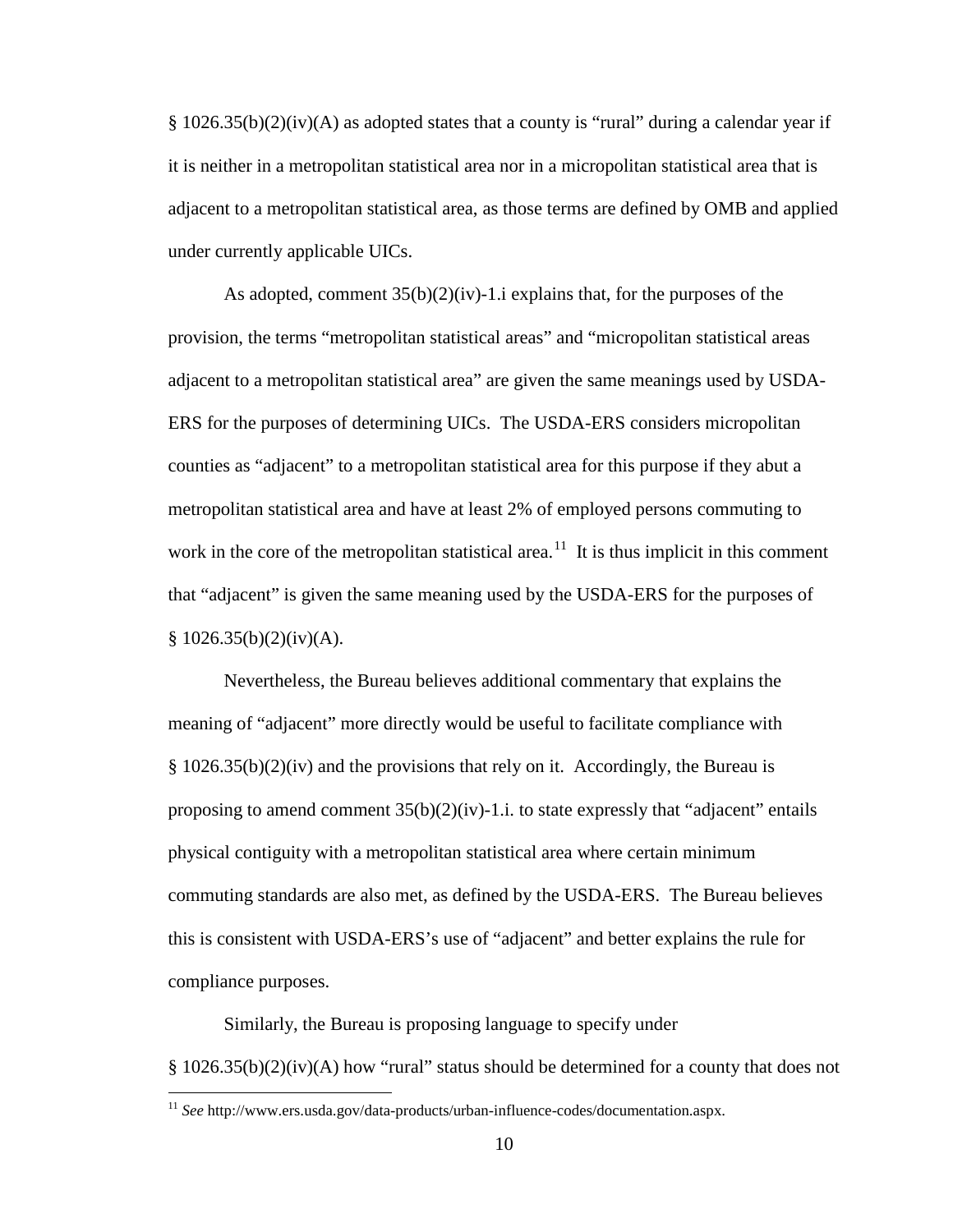§ 1026.35(b)(2)(iv)(A) as adopted states that a county is "rural" during a calendar year if it is neither in a metropolitan statistical area nor in a micropolitan statistical area that is adjacent to a metropolitan statistical area, as those terms are defined by OMB and applied under currently applicable UICs.

As adopted, comment 35(b)(2)(iv)-1.i explains that, for the purposes of the provision, the terms "metropolitan statistical areas" and "micropolitan statistical areas adjacent to a metropolitan statistical area" are given the same meanings used by USDA-ERS for the purposes of determining UICs. The USDA-ERS considers micropolitan counties as "adjacent" to a metropolitan statistical area for this purpose if they abut a metropolitan statistical area and have at least 2% of employed persons commuting to work in the core of the metropolitan statistical area.[11] It is thus implicit in this comment that "adjacent" is given the same meaning used by the USDA-ERS for the purposes of § 1026.35(b)(2)(iv)(A).

Nevertheless, the Bureau believes additional commentary that explains the meaning of "adjacent" more directly would be useful to facilitate compliance with § 1026.35(b)(2)(iv) and the provisions that rely on it. Accordingly, the Bureau is proposing to amend comment 35(b)(2)(iv)-1.i. to state expressly that "adjacent" entails physical contiguity with a metropolitan statistical area where certain minimum commuting standards are also met, as defined by the USDA-ERS. The Bureau believes this is consistent with USDA-ERS's use of "adjacent" and better explains the rule for compliance purposes.

Similarly, the Bureau is proposing language to specify under § 1026.35(b)(2)(iv)(A) how "rural" status should be determined for a county that does not

---

[11] *See* http://www.ers.usda.gov/data-products/urban-influence-codes/documentation.aspx.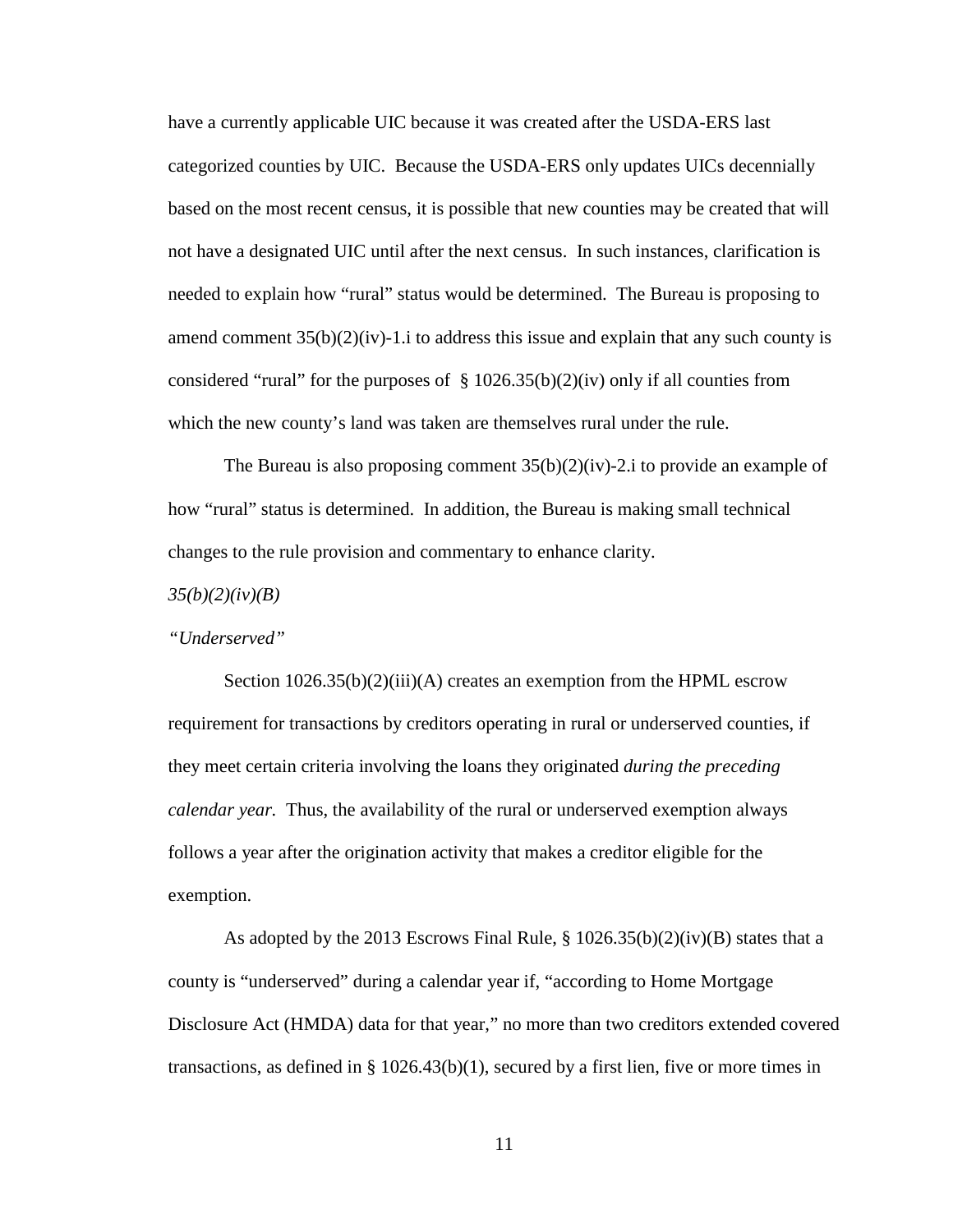have a currently applicable UIC because it was created after the USDA-ERS last categorized counties by UIC. Because the USDA-ERS only updates UICs decennially based on the most recent census, it is possible that new counties may be created that will not have a designated UIC until after the next census. In such instances, clarification is needed to explain how "rural" status would be determined. The Bureau is proposing to amend comment 35(b)(2)(iv)-1.i to address this issue and explain that any such county is considered "rural" for the purposes of § 1026.35(b)(2)(iv) only if all counties from which the new county's land was taken are themselves rural under the rule.

The Bureau is also proposing comment 35(b)(2)(iv)-2.i to provide an example of how "rural" status is determined. In addition, the Bureau is making small technical changes to the rule provision and commentary to enhance clarity.

*35(b)(2)(iv)(B)*

*"Underserved"*

Section 1026.35(b)(2)(iii)(A) creates an exemption from the HPML escrow requirement for transactions by creditors operating in rural or underserved counties, if they meet certain criteria involving the loans they originated *during the preceding calendar year.* Thus, the availability of the rural or underserved exemption always follows a year after the origination activity that makes a creditor eligible for the exemption.

As adopted by the 2013 Escrows Final Rule, § 1026.35(b)(2)(iv)(B) states that a county is "underserved" during a calendar year if, "according to Home Mortgage Disclosure Act (HMDA) data for that year," no more than two creditors extended covered transactions, as defined in § 1026.43(b)(1), secured by a first lien, five or more times in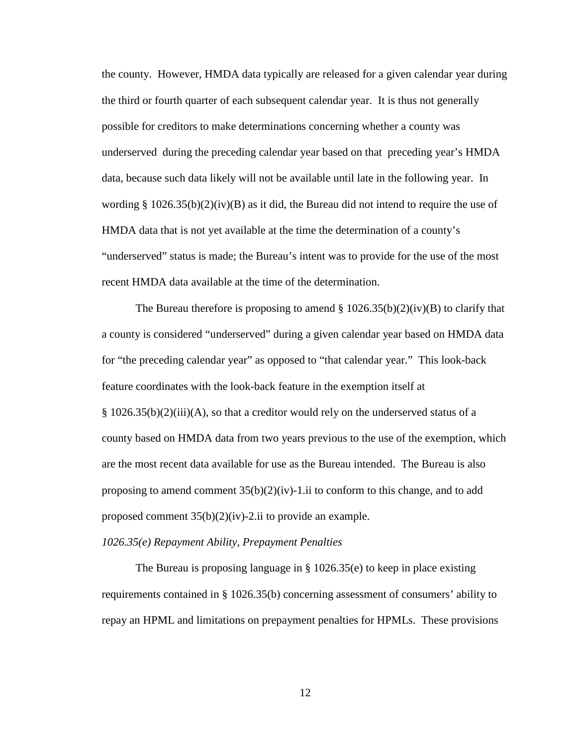the county. However, HMDA data typically are released for a given calendar year during the third or fourth quarter of each subsequent calendar year. It is thus not generally possible for creditors to make determinations concerning whether a county was underserved during the preceding calendar year based on that preceding year's HMDA data, because such data likely will not be available until late in the following year. In wording § 1026.35(b)(2)(iv)(B) as it did, the Bureau did not intend to require the use of HMDA data that is not yet available at the time the determination of a county's "underserved" status is made; the Bureau's intent was to provide for the use of the most recent HMDA data available at the time of the determination.

The Bureau therefore is proposing to amend § 1026.35(b)(2)(iv)(B) to clarify that a county is considered "underserved" during a given calendar year based on HMDA data for "the preceding calendar year" as opposed to "that calendar year." This look-back feature coordinates with the look-back feature in the exemption itself at § 1026.35(b)(2)(iii)(A), so that a creditor would rely on the underserved status of a county based on HMDA data from two years previous to the use of the exemption, which are the most recent data available for use as the Bureau intended. The Bureau is also proposing to amend comment 35(b)(2)(iv)-1.ii to conform to this change, and to add proposed comment 35(b)(2)(iv)-2.ii to provide an example.

*1026.35(e) Repayment Ability, Prepayment Penalties*

The Bureau is proposing language in § 1026.35(e) to keep in place existing requirements contained in § 1026.35(b) concerning assessment of consumers' ability to repay an HPML and limitations on prepayment penalties for HPMLs. These provisions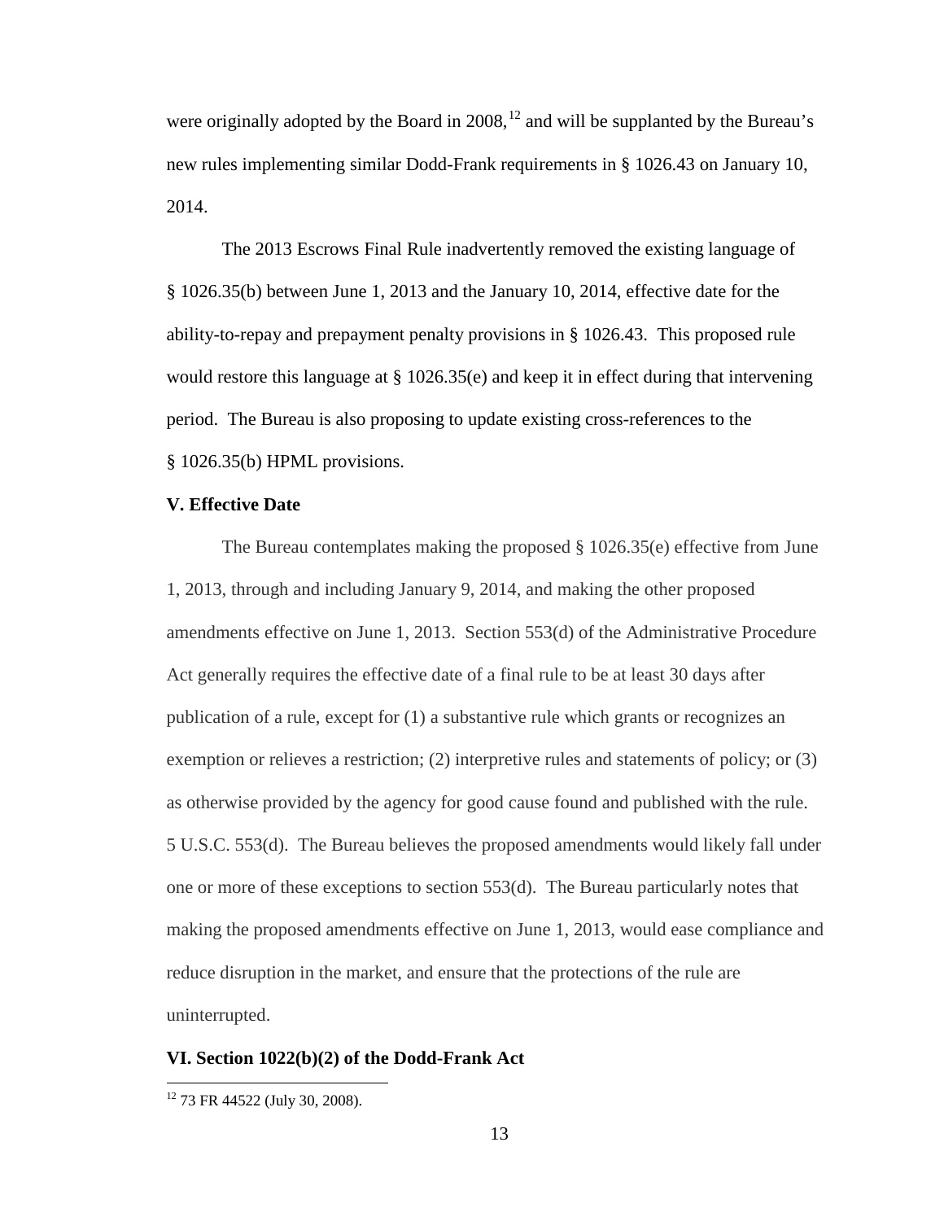were originally adopted by the Board in 2008,[12] and will be supplanted by the Bureau's new rules implementing similar Dodd-Frank requirements in § 1026.43 on January 10, 2014.

The 2013 Escrows Final Rule inadvertently removed the existing language of § 1026.35(b) between June 1, 2013 and the January 10, 2014, effective date for the ability-to-repay and prepayment penalty provisions in § 1026.43. This proposed rule would restore this language at § 1026.35(e) and keep it in effect during that intervening period. The Bureau is also proposing to update existing cross-references to the § 1026.35(b) HPML provisions.

### V. Effective Date

The Bureau contemplates making the proposed § 1026.35(e) effective from June 1, 2013, through and including January 9, 2014, and making the other proposed amendments effective on June 1, 2013. Section 553(d) of the Administrative Procedure Act generally requires the effective date of a final rule to be at least 30 days after publication of a rule, except for (1) a substantive rule which grants or recognizes an exemption or relieves a restriction; (2) interpretive rules and statements of policy; or (3) as otherwise provided by the agency for good cause found and published with the rule. 5 U.S.C. 553(d). The Bureau believes the proposed amendments would likely fall under one or more of these exceptions to section 553(d). The Bureau particularly notes that making the proposed amendments effective on June 1, 2013, would ease compliance and reduce disruption in the market, and ensure that the protections of the rule are uninterrupted.

### VI. Section 1022(b)(2) of the Dodd-Frank Act

[12] 73 FR 44522 (July 30, 2008).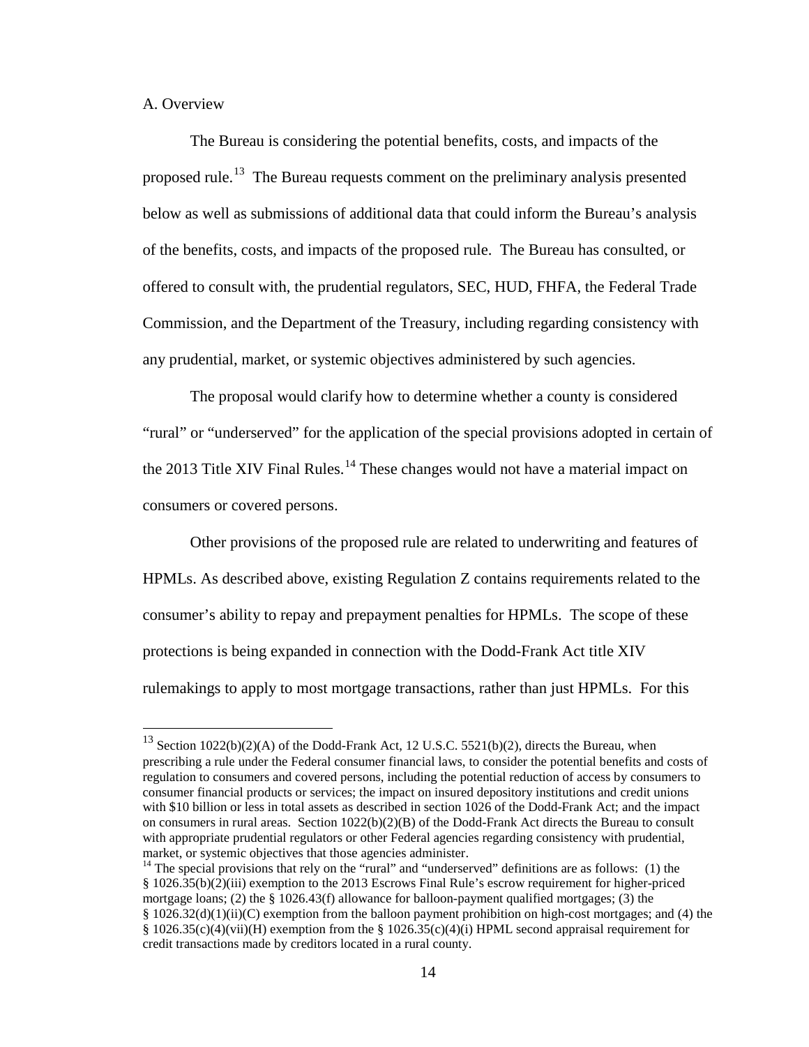A. Overview

The Bureau is considering the potential benefits, costs, and impacts of the proposed rule.[13] The Bureau requests comment on the preliminary analysis presented below as well as submissions of additional data that could inform the Bureau's analysis of the benefits, costs, and impacts of the proposed rule. The Bureau has consulted, or offered to consult with, the prudential regulators, SEC, HUD, FHFA, the Federal Trade Commission, and the Department of the Treasury, including regarding consistency with any prudential, market, or systemic objectives administered by such agencies.

The proposal would clarify how to determine whether a county is considered "rural" or "underserved" for the application of the special provisions adopted in certain of the 2013 Title XIV Final Rules.[14] These changes would not have a material impact on consumers or covered persons.

Other provisions of the proposed rule are related to underwriting and features of HPMLs. As described above, existing Regulation Z contains requirements related to the consumer's ability to repay and prepayment penalties for HPMLs. The scope of these protections is being expanded in connection with the Dodd-Frank Act title XIV rulemakings to apply to most mortgage transactions, rather than just HPMLs. For this

---

[13] Section 1022(b)(2)(A) of the Dodd-Frank Act, 12 U.S.C. 5521(b)(2), directs the Bureau, when prescribing a rule under the Federal consumer financial laws, to consider the potential benefits and costs of regulation to consumers and covered persons, including the potential reduction of access by consumers to consumer financial products or services; the impact on insured depository institutions and credit unions with $10 billion or less in total assets as described in section 1026 of the Dodd-Frank Act; and the impact on consumers in rural areas. Section 1022(b)(2)(B) of the Dodd-Frank Act directs the Bureau to consult with appropriate prudential regulators or other Federal agencies regarding consistency with prudential, market, or systemic objectives that those agencies administer.

[14] The special provisions that rely on the "rural" and "underserved" definitions are as follows: (1) the § 1026.35(b)(2)(iii) exemption to the 2013 Escrows Final Rule's escrow requirement for higher-priced mortgage loans; (2) the § 1026.43(f) allowance for balloon-payment qualified mortgages; (3) the § 1026.32(d)(1)(ii)(C) exemption from the balloon payment prohibition on high-cost mortgages; and (4) the § 1026.35(c)(4)(vii)(H) exemption from the § 1026.35(c)(4)(i) HPML second appraisal requirement for credit transactions made by creditors located in a rural county.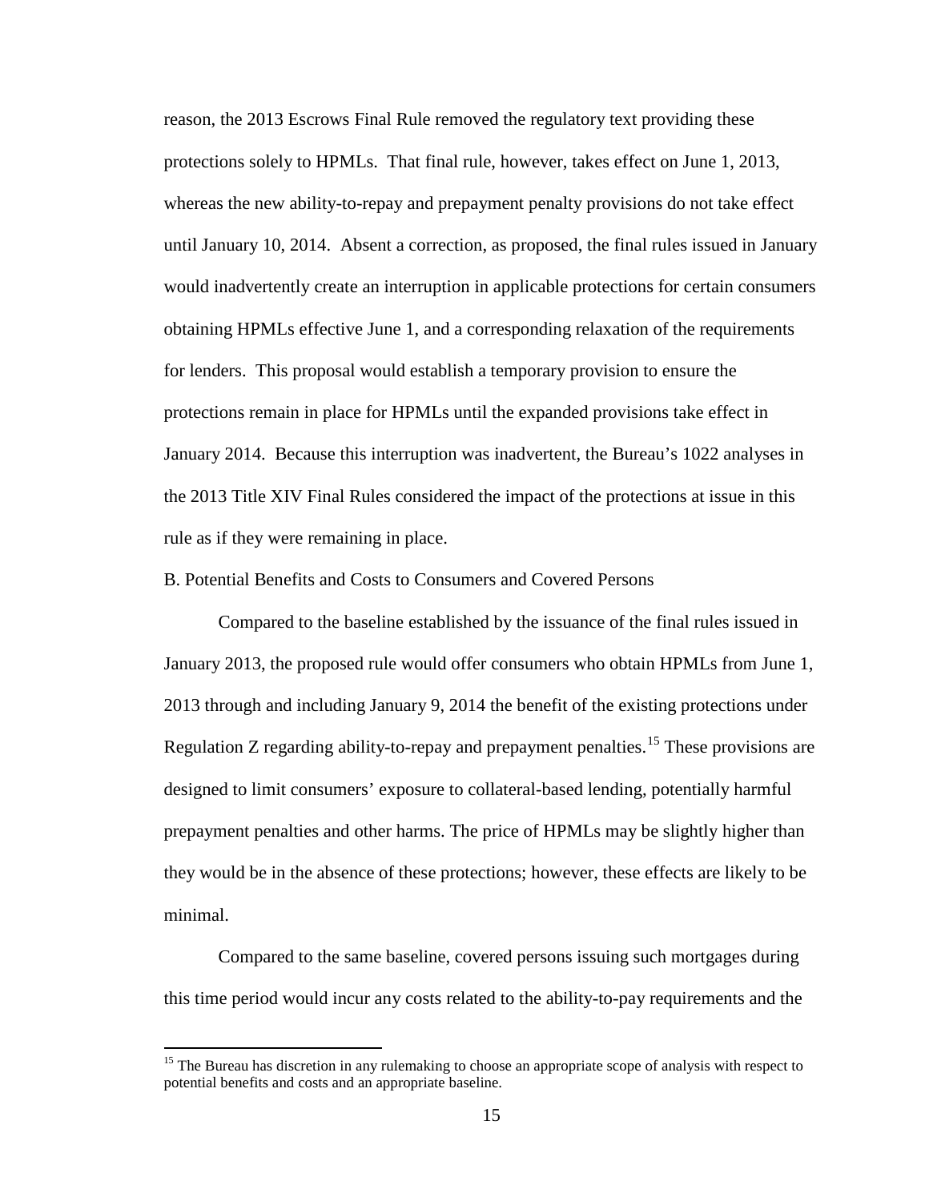reason, the 2013 Escrows Final Rule removed the regulatory text providing these protections solely to HPMLs. That final rule, however, takes effect on June 1, 2013, whereas the new ability-to-repay and prepayment penalty provisions do not take effect until January 10, 2014. Absent a correction, as proposed, the final rules issued in January would inadvertently create an interruption in applicable protections for certain consumers obtaining HPMLs effective June 1, and a corresponding relaxation of the requirements for lenders. This proposal would establish a temporary provision to ensure the protections remain in place for HPMLs until the expanded provisions take effect in January 2014. Because this interruption was inadvertent, the Bureau's 1022 analyses in the 2013 Title XIV Final Rules considered the impact of the protections at issue in this rule as if they were remaining in place.

B. Potential Benefits and Costs to Consumers and Covered Persons

Compared to the baseline established by the issuance of the final rules issued in January 2013, the proposed rule would offer consumers who obtain HPMLs from June 1, 2013 through and including January 9, 2014 the benefit of the existing protections under Regulation Z regarding ability-to-repay and prepayment penalties.[15] These provisions are designed to limit consumers' exposure to collateral-based lending, potentially harmful prepayment penalties and other harms. The price of HPMLs may be slightly higher than they would be in the absence of these protections; however, these effects are likely to be minimal.

Compared to the same baseline, covered persons issuing such mortgages during this time period would incur any costs related to the ability-to-pay requirements and the

[15] The Bureau has discretion in any rulemaking to choose an appropriate scope of analysis with respect to potential benefits and costs and an appropriate baseline.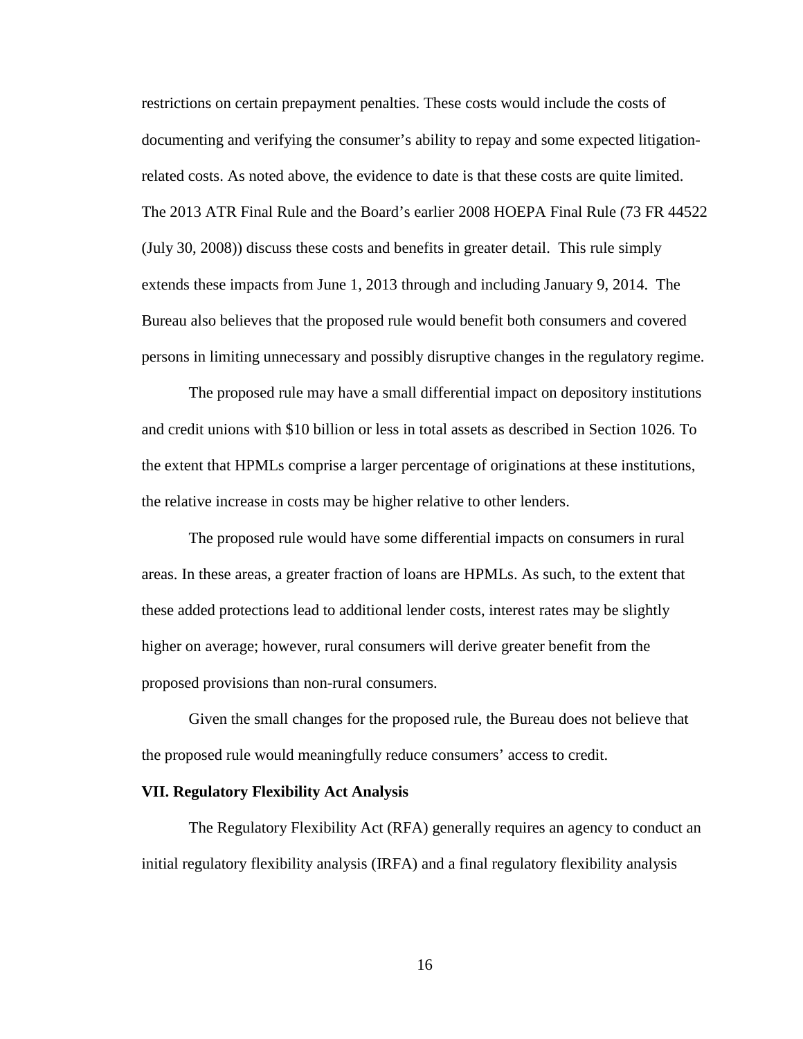restrictions on certain prepayment penalties. These costs would include the costs of documenting and verifying the consumer's ability to repay and some expected litigation-related costs. As noted above, the evidence to date is that these costs are quite limited. The 2013 ATR Final Rule and the Board's earlier 2008 HOEPA Final Rule (73 FR 44522 (July 30, 2008)) discuss these costs and benefits in greater detail. This rule simply extends these impacts from June 1, 2013 through and including January 9, 2014. The Bureau also believes that the proposed rule would benefit both consumers and covered persons in limiting unnecessary and possibly disruptive changes in the regulatory regime.

The proposed rule may have a small differential impact on depository institutions and credit unions with $10 billion or less in total assets as described in Section 1026. To the extent that HPMLs comprise a larger percentage of originations at these institutions, the relative increase in costs may be higher relative to other lenders.

The proposed rule would have some differential impacts on consumers in rural areas. In these areas, a greater fraction of loans are HPMLs. As such, to the extent that these added protections lead to additional lender costs, interest rates may be slightly higher on average; however, rural consumers will derive greater benefit from the proposed provisions than non-rural consumers.

Given the small changes for the proposed rule, the Bureau does not believe that the proposed rule would meaningfully reduce consumers' access to credit.

## VII. Regulatory Flexibility Act Analysis

The Regulatory Flexibility Act (RFA) generally requires an agency to conduct an initial regulatory flexibility analysis (IRFA) and a final regulatory flexibility analysis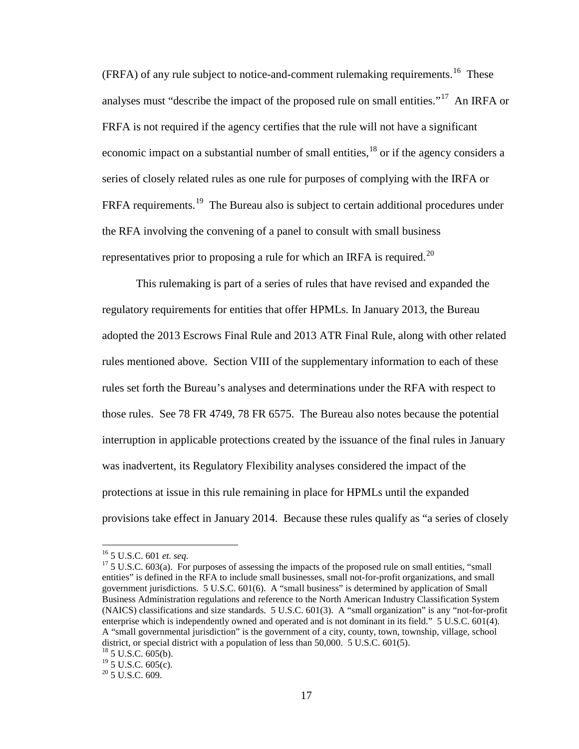(FRFA) of any rule subject to notice-and-comment rulemaking requirements.[16] These analyses must "describe the impact of the proposed rule on small entities."[17] An IRFA or FRFA is not required if the agency certifies that the rule will not have a significant economic impact on a substantial number of small entities,[18] or if the agency considers a series of closely related rules as one rule for purposes of complying with the IRFA or FRFA requirements.[19] The Bureau also is subject to certain additional procedures under the RFA involving the convening of a panel to consult with small business representatives prior to proposing a rule for which an IRFA is required.[20]

This rulemaking is part of a series of rules that have revised and expanded the regulatory requirements for entities that offer HPMLs. In January 2013, the Bureau adopted the 2013 Escrows Final Rule and 2013 ATR Final Rule, along with other related rules mentioned above. Section VIII of the supplementary information to each of these rules set forth the Bureau's analyses and determinations under the RFA with respect to those rules. See 78 FR 4749, 78 FR 6575. The Bureau also notes because the potential interruption in applicable protections created by the issuance of the final rules in January was inadvertent, its Regulatory Flexibility analyses considered the impact of the protections at issue in this rule remaining in place for HPMLs until the expanded provisions take effect in January 2014. Because these rules qualify as "a series of closely

---

[16] 5 U.S.C. 601 *et. seq.*

[17] 5 U.S.C. 603(a). For purposes of assessing the impacts of the proposed rule on small entities, "small entities" is defined in the RFA to include small businesses, small not-for-profit organizations, and small government jurisdictions. 5 U.S.C. 601(6). A "small business" is determined by application of Small Business Administration regulations and reference to the North American Industry Classification System (NAICS) classifications and size standards. 5 U.S.C. 601(3). A "small organization" is any "not-for-profit enterprise which is independently owned and operated and is not dominant in its field." 5 U.S.C. 601(4). A "small governmental jurisdiction" is the government of a city, county, town, township, village, school district, or special district with a population of less than 50,000. 5 U.S.C. 601(5).

[18] 5 U.S.C. 605(b).

[19] 5 U.S.C. 605(c).

[20] 5 U.S.C. 609.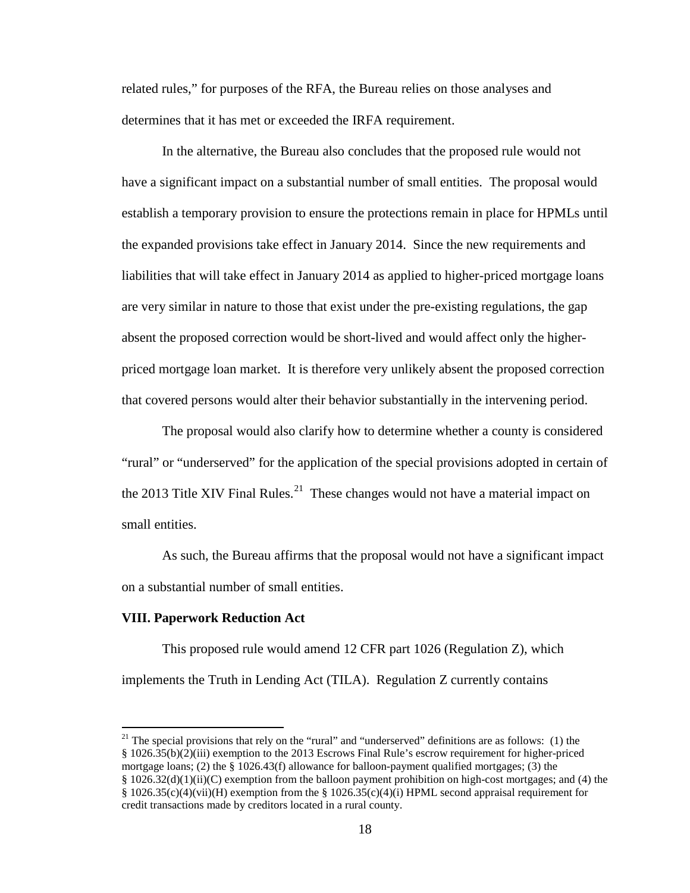related rules," for purposes of the RFA, the Bureau relies on those analyses and determines that it has met or exceeded the IRFA requirement.

In the alternative, the Bureau also concludes that the proposed rule would not have a significant impact on a substantial number of small entities. The proposal would establish a temporary provision to ensure the protections remain in place for HPMLs until the expanded provisions take effect in January 2014. Since the new requirements and liabilities that will take effect in January 2014 as applied to higher-priced mortgage loans are very similar in nature to those that exist under the pre-existing regulations, the gap absent the proposed correction would be short-lived and would affect only the higher-priced mortgage loan market. It is therefore very unlikely absent the proposed correction that covered persons would alter their behavior substantially in the intervening period.

The proposal would also clarify how to determine whether a county is considered "rural" or "underserved" for the application of the special provisions adopted in certain of the 2013 Title XIV Final Rules.[21] These changes would not have a material impact on small entities.

As such, the Bureau affirms that the proposal would not have a significant impact on a substantial number of small entities.

## VIII. Paperwork Reduction Act

This proposed rule would amend 12 CFR part 1026 (Regulation Z), which implements the Truth in Lending Act (TILA). Regulation Z currently contains

---

[21] The special provisions that rely on the "rural" and "underserved" definitions are as follows: (1) the § 1026.35(b)(2)(iii) exemption to the 2013 Escrows Final Rule's escrow requirement for higher-priced mortgage loans; (2) the § 1026.43(f) allowance for balloon-payment qualified mortgages; (3) the § 1026.32(d)(1)(ii)(C) exemption from the balloon payment prohibition on high-cost mortgages; and (4) the § 1026.35(c)(4)(vii)(H) exemption from the § 1026.35(c)(4)(i) HPML second appraisal requirement for credit transactions made by creditors located in a rural county.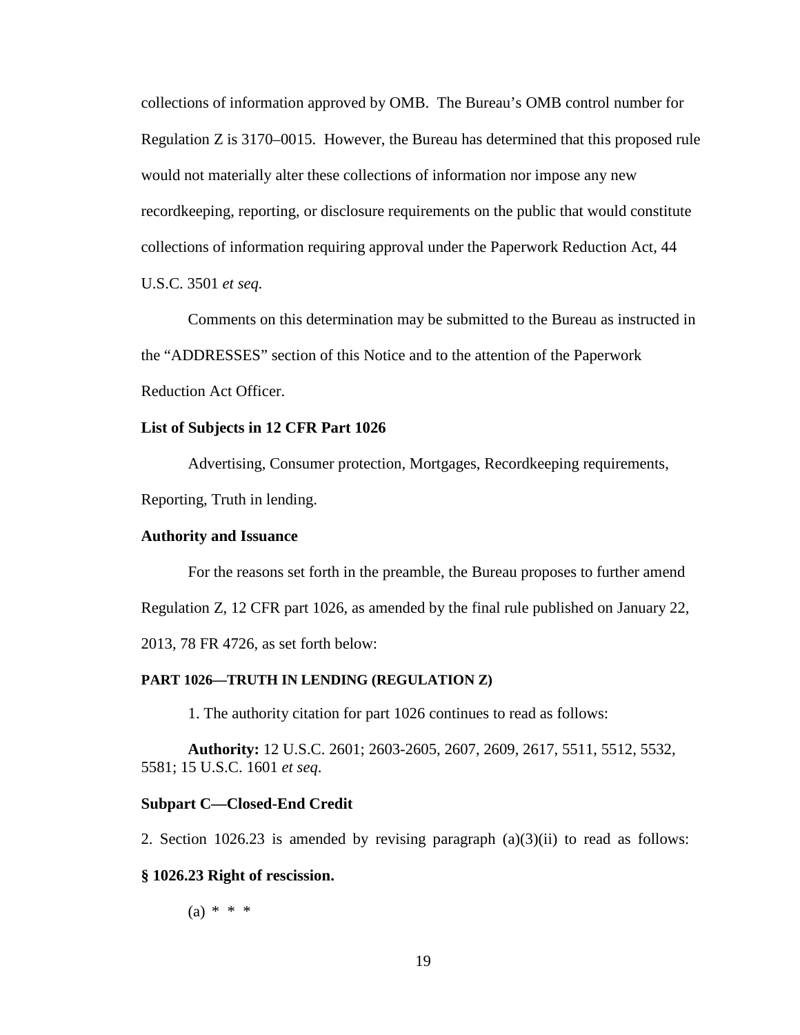collections of information approved by OMB. The Bureau's OMB control number for Regulation Z is 3170–0015. However, the Bureau has determined that this proposed rule would not materially alter these collections of information nor impose any new recordkeeping, reporting, or disclosure requirements on the public that would constitute collections of information requiring approval under the Paperwork Reduction Act, 44 U.S.C. 3501 *et seq.*

Comments on this determination may be submitted to the Bureau as instructed in the "ADDRESSES" section of this Notice and to the attention of the Paperwork Reduction Act Officer.

**List of Subjects in 12 CFR Part 1026**

Advertising, Consumer protection, Mortgages, Recordkeeping requirements, Reporting, Truth in lending.

**Authority and Issuance**

For the reasons set forth in the preamble, the Bureau proposes to further amend Regulation Z, 12 CFR part 1026, as amended by the final rule published on January 22, 2013, 78 FR 4726, as set forth below:

**PART 1026—TRUTH IN LENDING (REGULATION Z)**

1. The authority citation for part 1026 continues to read as follows:

**Authority:** 12 U.S.C. 2601; 2603-2605, 2607, 2609, 2617, 5511, 5512, 5532, 5581; 15 U.S.C. 1601 *et seq*.

**Subpart C—Closed-End Credit**

2. Section 1026.23 is amended by revising paragraph (a)(3)(ii) to read as follows:

**§ 1026.23 Right of rescission.**

(a) * * *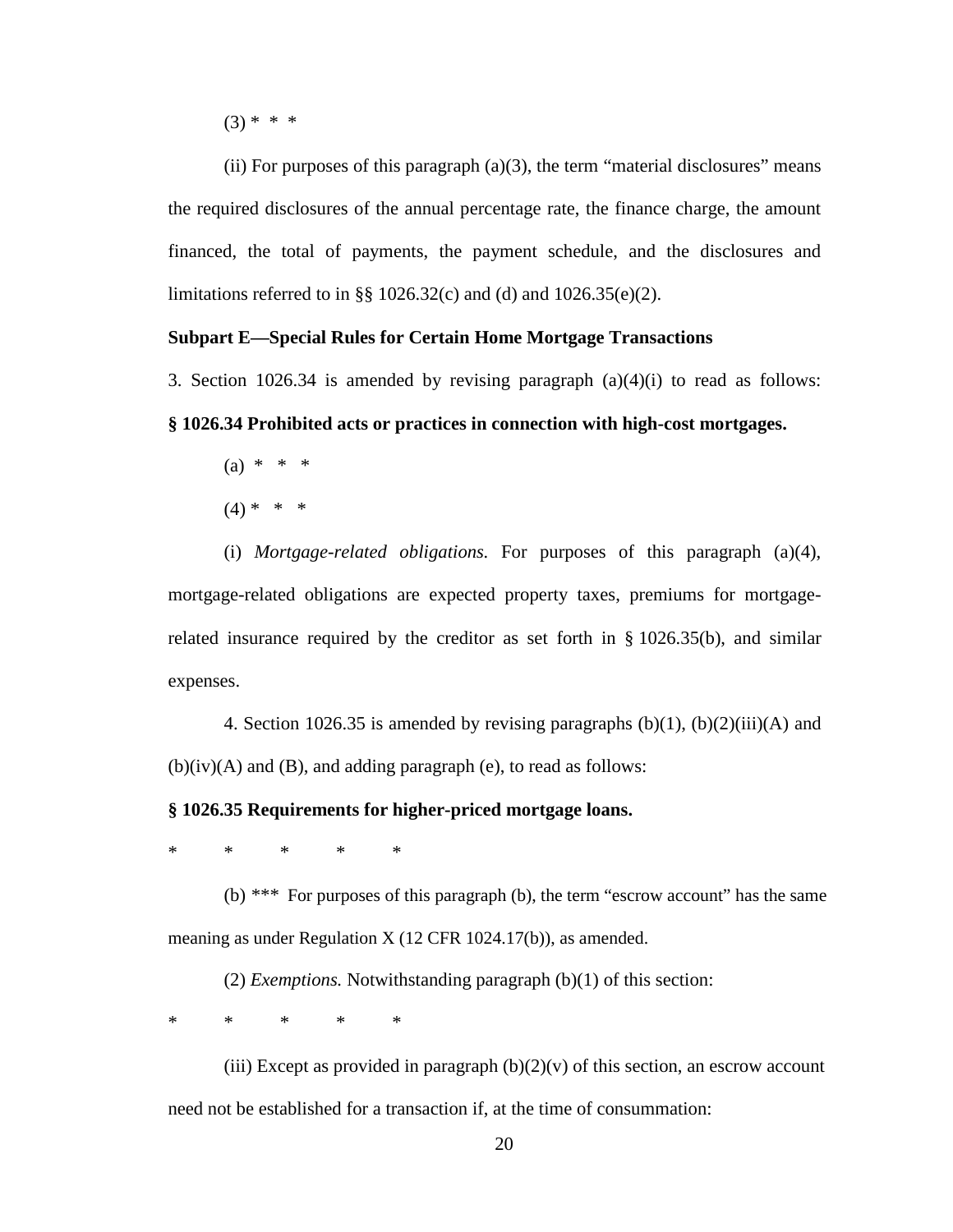(3) * * *

(ii) For purposes of this paragraph (a)(3), the term "material disclosures" means the required disclosures of the annual percentage rate, the finance charge, the amount financed, the total of payments, the payment schedule, and the disclosures and limitations referred to in §§ 1026.32(c) and (d) and 1026.35(e)(2).

**Subpart E—Special Rules for Certain Home Mortgage Transactions**

3. Section 1026.34 is amended by revising paragraph (a)(4)(i) to read as follows:

**§ 1026.34 Prohibited acts or practices in connection with high-cost mortgages.**

(a) * * *

(4) * * *

(i) *Mortgage-related obligations.* For purposes of this paragraph (a)(4), mortgage-related obligations are expected property taxes, premiums for mortgage-related insurance required by the creditor as set forth in § 1026.35(b), and similar expenses.

4. Section 1026.35 is amended by revising paragraphs (b)(1), (b)(2)(iii)(A) and (b)(iv)(A) and (B), and adding paragraph (e), to read as follows:

**§ 1026.35 Requirements for higher-priced mortgage loans.**

\* \* \* \* \*

(b) *** For purposes of this paragraph (b), the term "escrow account" has the same meaning as under Regulation X (12 CFR 1024.17(b)), as amended.

(2) *Exemptions.* Notwithstanding paragraph (b)(1) of this section:

\* \* \* \* \*

(iii) Except as provided in paragraph (b)(2)(v) of this section, an escrow account need not be established for a transaction if, at the time of consummation: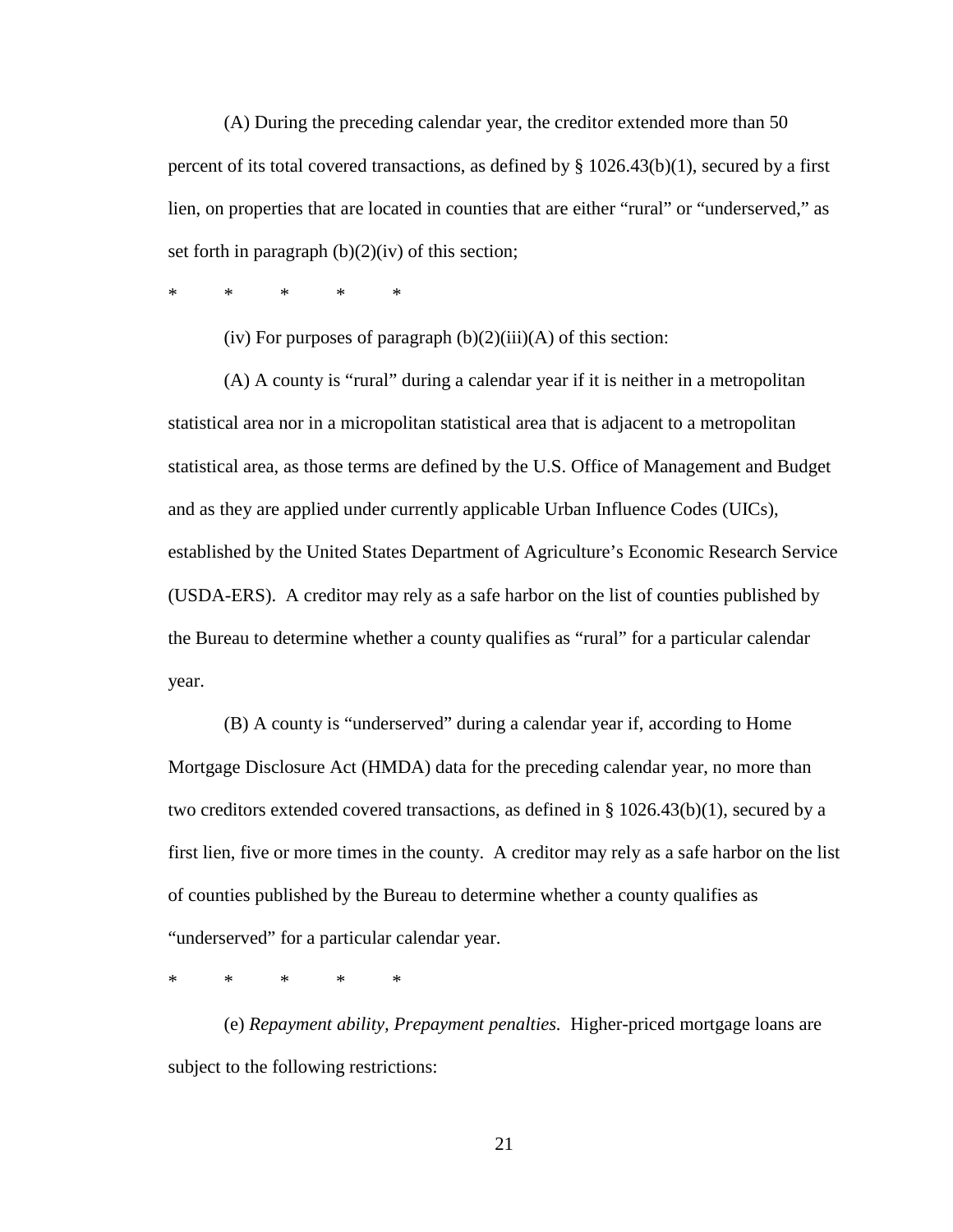(A) During the preceding calendar year, the creditor extended more than 50 percent of its total covered transactions, as defined by § 1026.43(b)(1), secured by a first lien, on properties that are located in counties that are either "rural" or "underserved," as set forth in paragraph (b)(2)(iv) of this section;

\* \* \* \* \*

(iv) For purposes of paragraph (b)(2)(iii)(A) of this section:

(A) A county is "rural" during a calendar year if it is neither in a metropolitan statistical area nor in a micropolitan statistical area that is adjacent to a metropolitan statistical area, as those terms are defined by the U.S. Office of Management and Budget and as they are applied under currently applicable Urban Influence Codes (UICs), established by the United States Department of Agriculture's Economic Research Service (USDA-ERS). A creditor may rely as a safe harbor on the list of counties published by the Bureau to determine whether a county qualifies as "rural" for a particular calendar year.

(B) A county is "underserved" during a calendar year if, according to Home Mortgage Disclosure Act (HMDA) data for the preceding calendar year, no more than two creditors extended covered transactions, as defined in § 1026.43(b)(1), secured by a first lien, five or more times in the county. A creditor may rely as a safe harbor on the list of counties published by the Bureau to determine whether a county qualifies as "underserved" for a particular calendar year.

\* \* \* \* \*

(e) *Repayment ability, Prepayment penalties.* Higher-priced mortgage loans are subject to the following restrictions: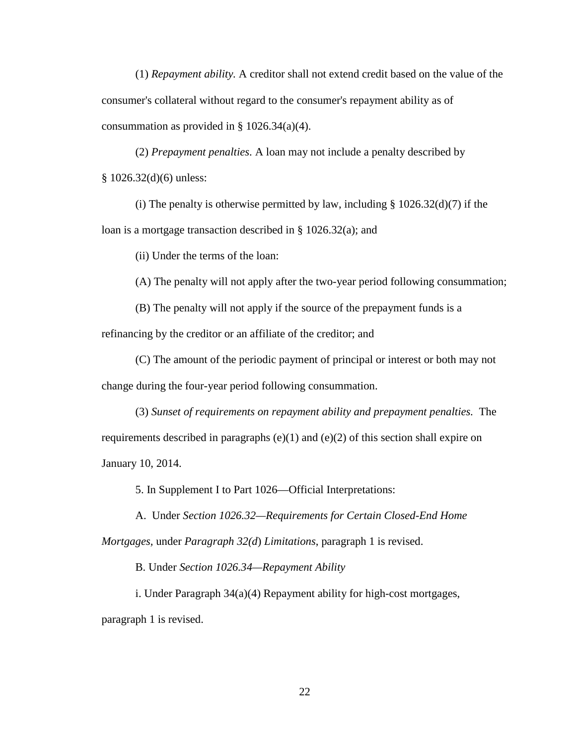(1) *Repayment ability.* A creditor shall not extend credit based on the value of the consumer's collateral without regard to the consumer's repayment ability as of consummation as provided in § 1026.34(a)(4).

(2) *Prepayment penalties*. A loan may not include a penalty described by § 1026.32(d)(6) unless:

(i) The penalty is otherwise permitted by law, including § 1026.32(d)(7) if the loan is a mortgage transaction described in § 1026.32(a); and

(ii) Under the terms of the loan:

(A) The penalty will not apply after the two-year period following consummation;

(B) The penalty will not apply if the source of the prepayment funds is a refinancing by the creditor or an affiliate of the creditor; and

(C) The amount of the periodic payment of principal or interest or both may not change during the four-year period following consummation.

(3) *Sunset of requirements on repayment ability and prepayment penalties.* The requirements described in paragraphs (e)(1) and (e)(2) of this section shall expire on January 10, 2014.

5. In Supplement I to Part 1026—Official Interpretations:

A. Under *Section 1026.32—Requirements for Certain Closed-End Home Mortgages*, under *Paragraph 32(d) Limitations*, paragraph 1 is revised.

B. Under *Section 1026.34—Repayment Ability*

i. Under Paragraph 34(a)(4) Repayment ability for high-cost mortgages, paragraph 1 is revised.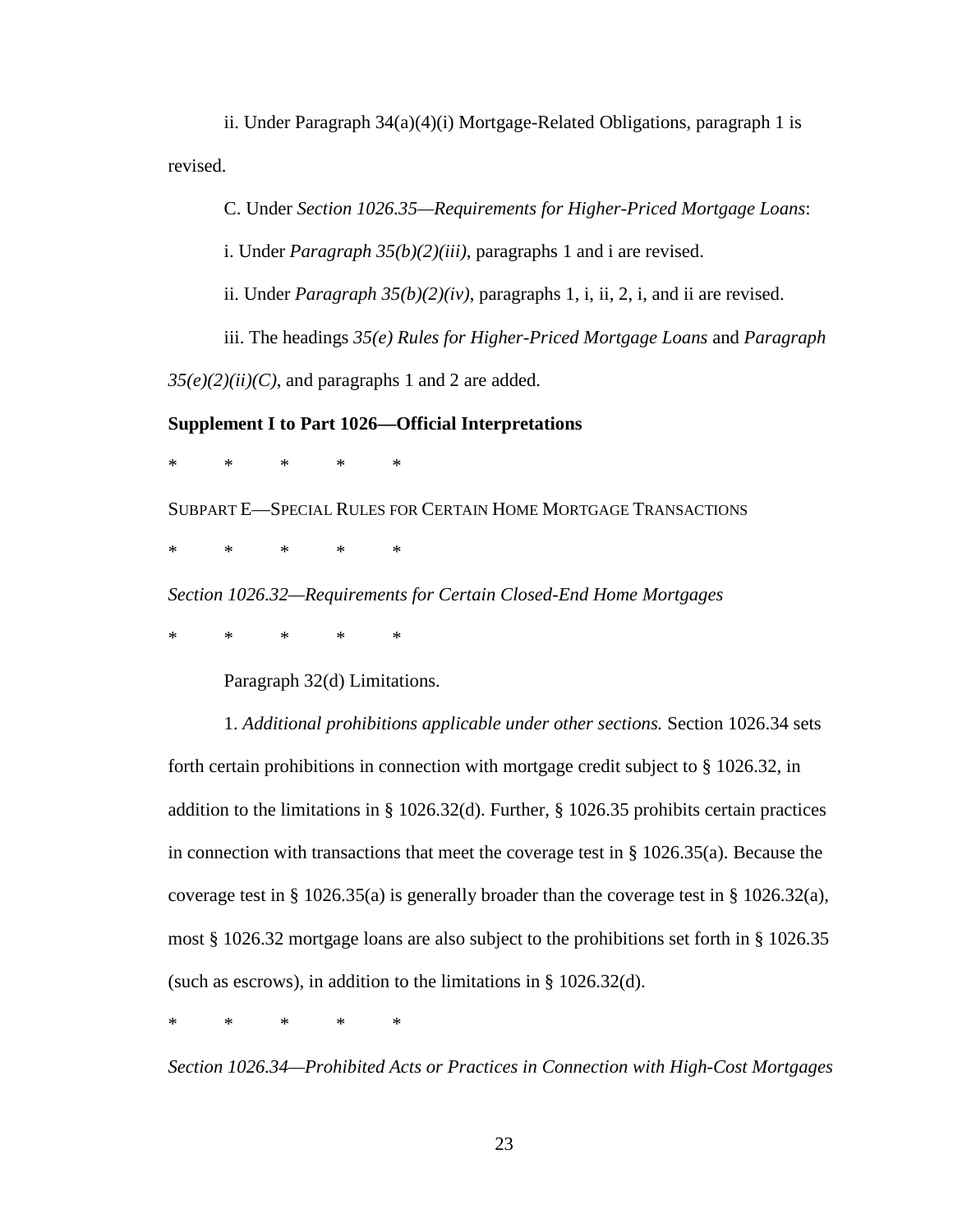ii. Under Paragraph 34(a)(4)(i) Mortgage-Related Obligations, paragraph 1 is revised.

C. Under *Section 1026.35—Requirements for Higher-Priced Mortgage Loans*:

i. Under *Paragraph 35(b)(2)(iii)*, paragraphs 1 and i are revised.

ii. Under *Paragraph 35(b)(2)(iv)*, paragraphs 1, i, ii, 2, i, and ii are revised.

iii. The headings *35(e) Rules for Higher-Priced Mortgage Loans* and *Paragraph 35(e)(2)(ii)(C)*, and paragraphs 1 and 2 are added.

**Supplement I to Part 1026—Official Interpretations**

\* \* \* \* \*

SUBPART E—SPECIAL RULES FOR CERTAIN HOME MORTGAGE TRANSACTIONS

\* \* \* \* \*

*Section 1026.32—Requirements for Certain Closed-End Home Mortgages*

\* \* \* \* \*

Paragraph 32(d) Limitations.

1. *Additional prohibitions applicable under other sections.* Section 1026.34 sets forth certain prohibitions in connection with mortgage credit subject to § 1026.32, in addition to the limitations in § 1026.32(d). Further, § 1026.35 prohibits certain practices in connection with transactions that meet the coverage test in § 1026.35(a). Because the coverage test in § 1026.35(a) is generally broader than the coverage test in § 1026.32(a), most § 1026.32 mortgage loans are also subject to the prohibitions set forth in § 1026.35 (such as escrows), in addition to the limitations in § 1026.32(d).

\* \* \* \* \*

*Section 1026.34—Prohibited Acts or Practices in Connection with High-Cost Mortgages*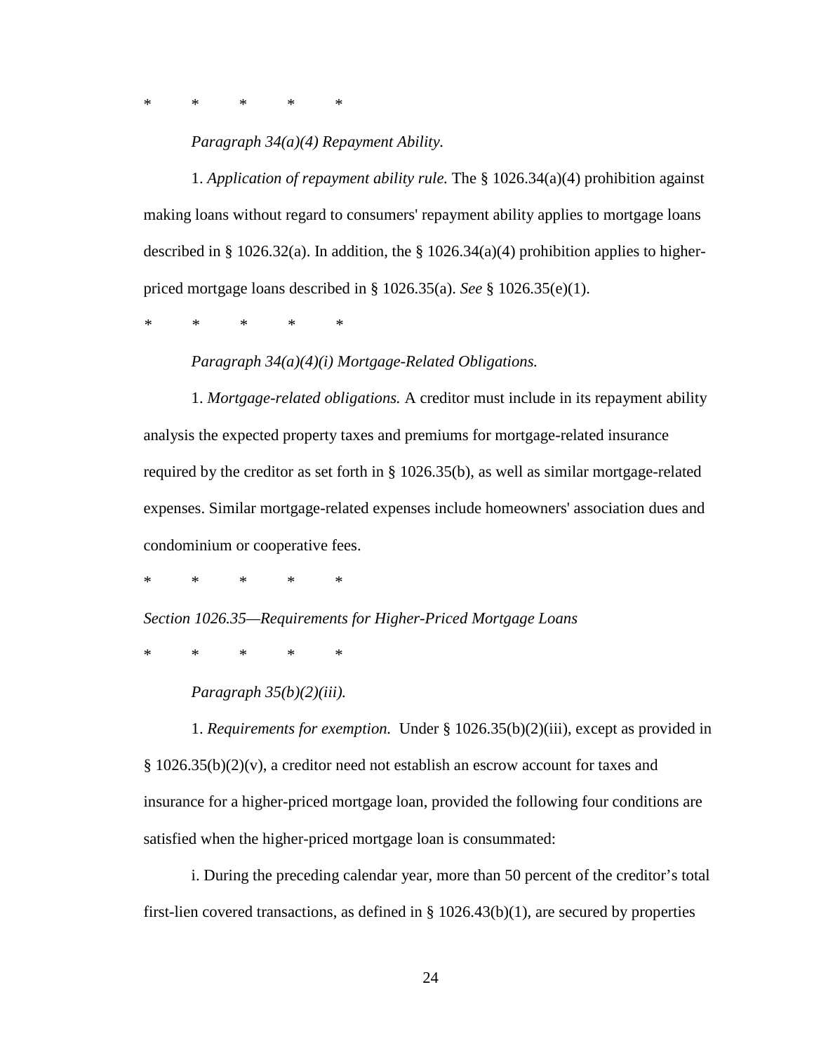\*     \*     \*     \*     \*

*Paragraph 34(a)(4) Repayment Ability.*

1. *Application of repayment ability rule.* The § 1026.34(a)(4) prohibition against making loans without regard to consumers' repayment ability applies to mortgage loans described in § 1026.32(a). In addition, the § 1026.34(a)(4) prohibition applies to higher-priced mortgage loans described in § 1026.35(a). *See* § 1026.35(e)(1).

\*     \*     \*     \*     \*

*Paragraph 34(a)(4)(i) Mortgage-Related Obligations.*

1. *Mortgage-related obligations.* A creditor must include in its repayment ability analysis the expected property taxes and premiums for mortgage-related insurance required by the creditor as set forth in § 1026.35(b), as well as similar mortgage-related expenses. Similar mortgage-related expenses include homeowners' association dues and condominium or cooperative fees.

\*     \*     \*     \*     \*

*Section 1026.35—Requirements for Higher-Priced Mortgage Loans*

\*     \*     \*     \*     \*

*Paragraph 35(b)(2)(iii).*

1. *Requirements for exemption.* Under § 1026.35(b)(2)(iii), except as provided in § 1026.35(b)(2)(v), a creditor need not establish an escrow account for taxes and insurance for a higher-priced mortgage loan, provided the following four conditions are satisfied when the higher-priced mortgage loan is consummated:

i. During the preceding calendar year, more than 50 percent of the creditor's total first-lien covered transactions, as defined in § 1026.43(b)(1), are secured by properties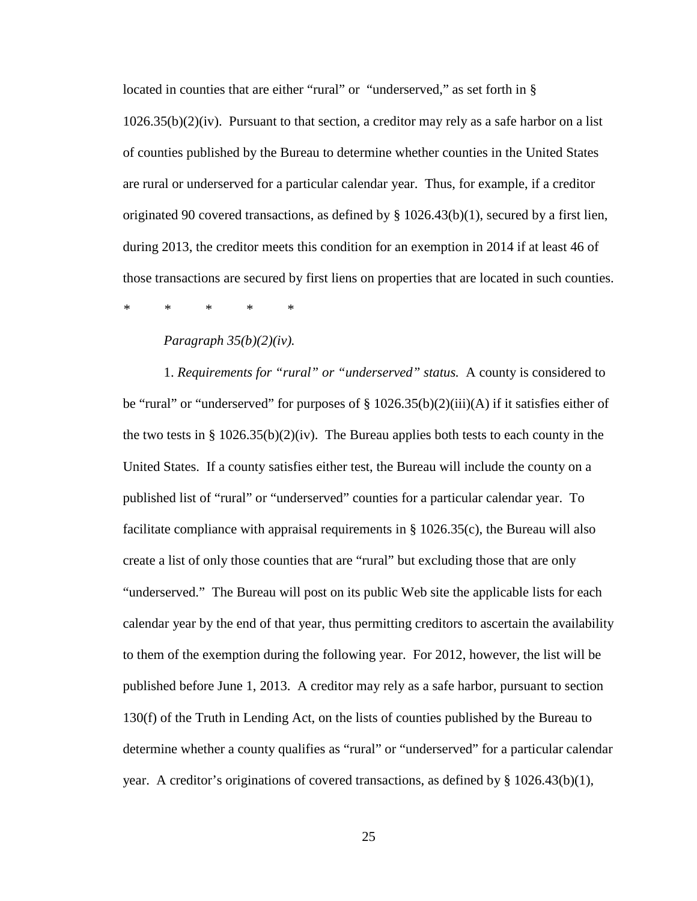located in counties that are either "rural" or "underserved," as set forth in § 1026.35(b)(2)(iv). Pursuant to that section, a creditor may rely as a safe harbor on a list of counties published by the Bureau to determine whether counties in the United States are rural or underserved for a particular calendar year. Thus, for example, if a creditor originated 90 covered transactions, as defined by § 1026.43(b)(1), secured by a first lien, during 2013, the creditor meets this condition for an exemption in 2014 if at least 46 of those transactions are secured by first liens on properties that are located in such counties.

\* \* \* \* \*

*Paragraph 35(b)(2)(iv).*

1. *Requirements for "rural" or "underserved" status.* A county is considered to be "rural" or "underserved" for purposes of § 1026.35(b)(2)(iii)(A) if it satisfies either of the two tests in § 1026.35(b)(2)(iv). The Bureau applies both tests to each county in the United States. If a county satisfies either test, the Bureau will include the county on a published list of "rural" or "underserved" counties for a particular calendar year. To facilitate compliance with appraisal requirements in § 1026.35(c), the Bureau will also create a list of only those counties that are "rural" but excluding those that are only "underserved." The Bureau will post on its public Web site the applicable lists for each calendar year by the end of that year, thus permitting creditors to ascertain the availability to them of the exemption during the following year. For 2012, however, the list will be published before June 1, 2013. A creditor may rely as a safe harbor, pursuant to section 130(f) of the Truth in Lending Act, on the lists of counties published by the Bureau to determine whether a county qualifies as "rural" or "underserved" for a particular calendar year. A creditor's originations of covered transactions, as defined by § 1026.43(b)(1),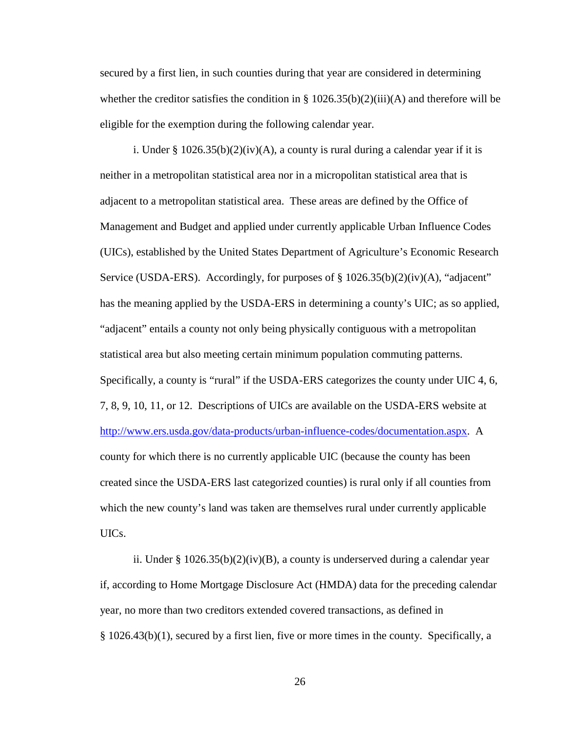secured by a first lien, in such counties during that year are considered in determining whether the creditor satisfies the condition in § 1026.35(b)(2)(iii)(A) and therefore will be eligible for the exemption during the following calendar year.

i. Under § 1026.35(b)(2)(iv)(A), a county is rural during a calendar year if it is neither in a metropolitan statistical area nor in a micropolitan statistical area that is adjacent to a metropolitan statistical area. These areas are defined by the Office of Management and Budget and applied under currently applicable Urban Influence Codes (UICs), established by the United States Department of Agriculture's Economic Research Service (USDA-ERS). Accordingly, for purposes of § 1026.35(b)(2)(iv)(A), "adjacent" has the meaning applied by the USDA-ERS in determining a county's UIC; as so applied, "adjacent" entails a county not only being physically contiguous with a metropolitan statistical area but also meeting certain minimum population commuting patterns. Specifically, a county is "rural" if the USDA-ERS categorizes the county under UIC 4, 6, 7, 8, 9, 10, 11, or 12. Descriptions of UICs are available on the USDA-ERS website at [http://www.ers.usda.gov/data-products/urban-influence-codes/documentation.aspx](http://www.ers.usda.gov/data-products/urban-influence-codes/documentation.aspx). A county for which there is no currently applicable UIC (because the county has been created since the USDA-ERS last categorized counties) is rural only if all counties from which the new county's land was taken are themselves rural under currently applicable UICs.

ii. Under § 1026.35(b)(2)(iv)(B), a county is underserved during a calendar year if, according to Home Mortgage Disclosure Act (HMDA) data for the preceding calendar year, no more than two creditors extended covered transactions, as defined in § 1026.43(b)(1), secured by a first lien, five or more times in the county. Specifically, a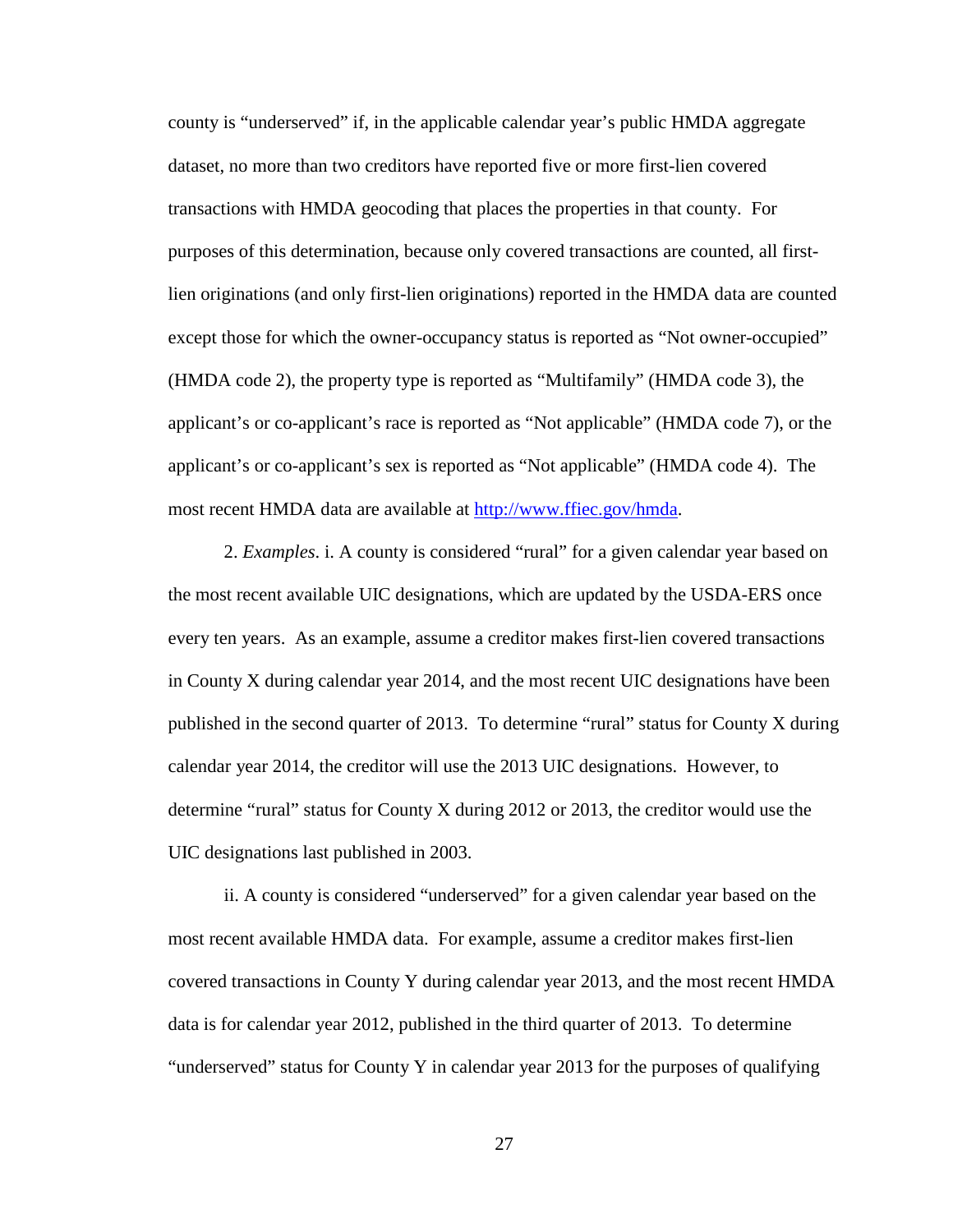county is "underserved" if, in the applicable calendar year's public HMDA aggregate dataset, no more than two creditors have reported five or more first-lien covered transactions with HMDA geocoding that places the properties in that county. For purposes of this determination, because only covered transactions are counted, all first-lien originations (and only first-lien originations) reported in the HMDA data are counted except those for which the owner-occupancy status is reported as "Not owner-occupied" (HMDA code 2), the property type is reported as "Multifamily" (HMDA code 3), the applicant's or co-applicant's race is reported as "Not applicable" (HMDA code 7), or the applicant's or co-applicant's sex is reported as "Not applicable" (HMDA code 4). The most recent HMDA data are available at [http://www.ffiec.gov/hmda](http://www.ffiec.gov/hmda).

2. *Examples*. i. A county is considered "rural" for a given calendar year based on the most recent available UIC designations, which are updated by the USDA-ERS once every ten years. As an example, assume a creditor makes first-lien covered transactions in County X during calendar year 2014, and the most recent UIC designations have been published in the second quarter of 2013. To determine "rural" status for County X during calendar year 2014, the creditor will use the 2013 UIC designations. However, to determine "rural" status for County X during 2012 or 2013, the creditor would use the UIC designations last published in 2003.

ii. A county is considered "underserved" for a given calendar year based on the most recent available HMDA data. For example, assume a creditor makes first-lien covered transactions in County Y during calendar year 2013, and the most recent HMDA data is for calendar year 2012, published in the third quarter of 2013. To determine "underserved" status for County Y in calendar year 2013 for the purposes of qualifying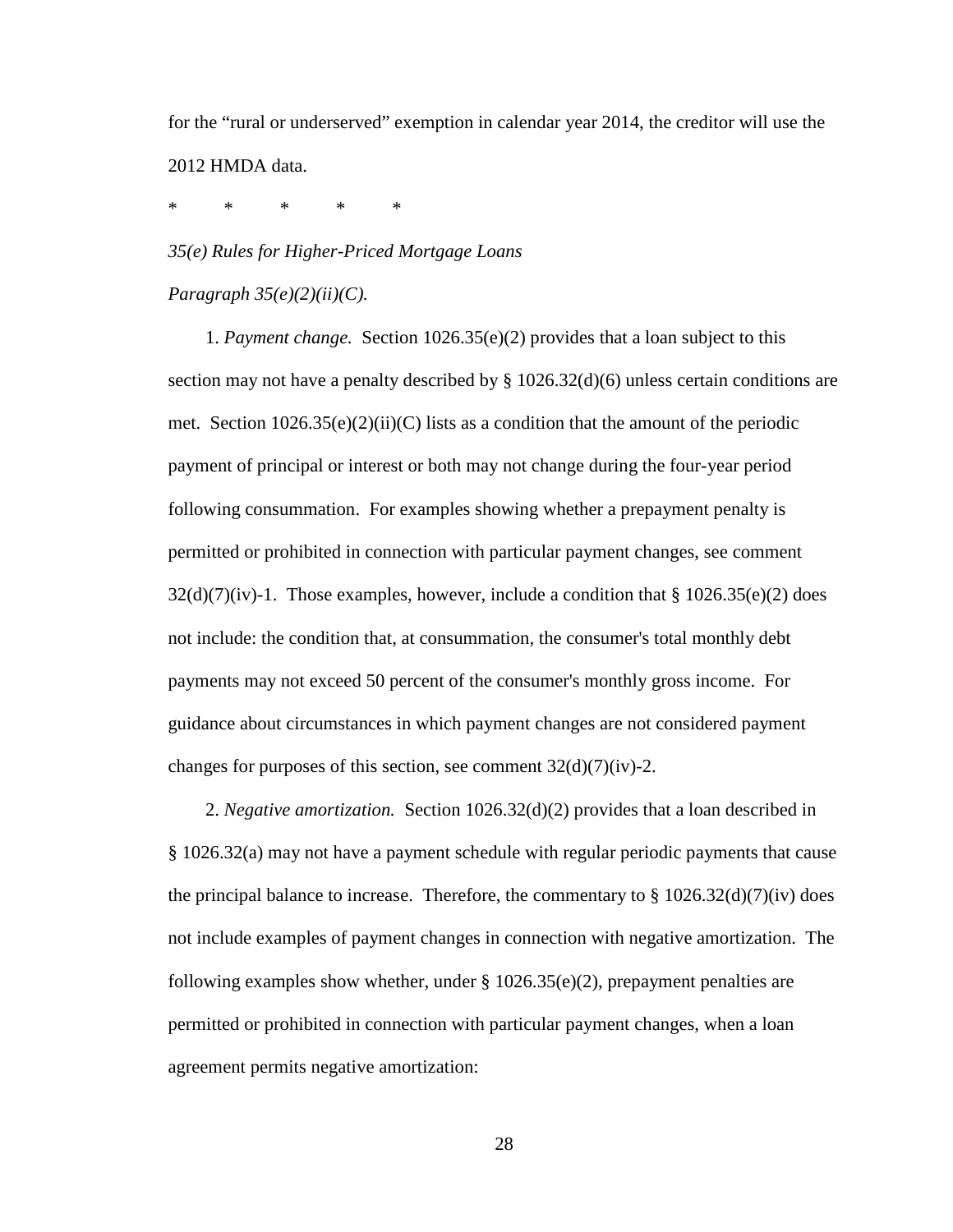for the "rural or underserved" exemption in calendar year 2014, the creditor will use the 2012 HMDA data.

\* \* \* \* \*

*35(e) Rules for Higher-Priced Mortgage Loans*

*Paragraph 35(e)(2)(ii)(C).*

1. *Payment change.* Section 1026.35(e)(2) provides that a loan subject to this section may not have a penalty described by § 1026.32(d)(6) unless certain conditions are met. Section 1026.35(e)(2)(ii)(C) lists as a condition that the amount of the periodic payment of principal or interest or both may not change during the four-year period following consummation. For examples showing whether a prepayment penalty is permitted or prohibited in connection with particular payment changes, see comment 32(d)(7)(iv)-1. Those examples, however, include a condition that § 1026.35(e)(2) does not include: the condition that, at consummation, the consumer's total monthly debt payments may not exceed 50 percent of the consumer's monthly gross income. For guidance about circumstances in which payment changes are not considered payment changes for purposes of this section, see comment 32(d)(7)(iv)-2.

2. *Negative amortization.* Section 1026.32(d)(2) provides that a loan described in § 1026.32(a) may not have a payment schedule with regular periodic payments that cause the principal balance to increase. Therefore, the commentary to § 1026.32(d)(7)(iv) does not include examples of payment changes in connection with negative amortization. The following examples show whether, under § 1026.35(e)(2), prepayment penalties are permitted or prohibited in connection with particular payment changes, when a loan agreement permits negative amortization: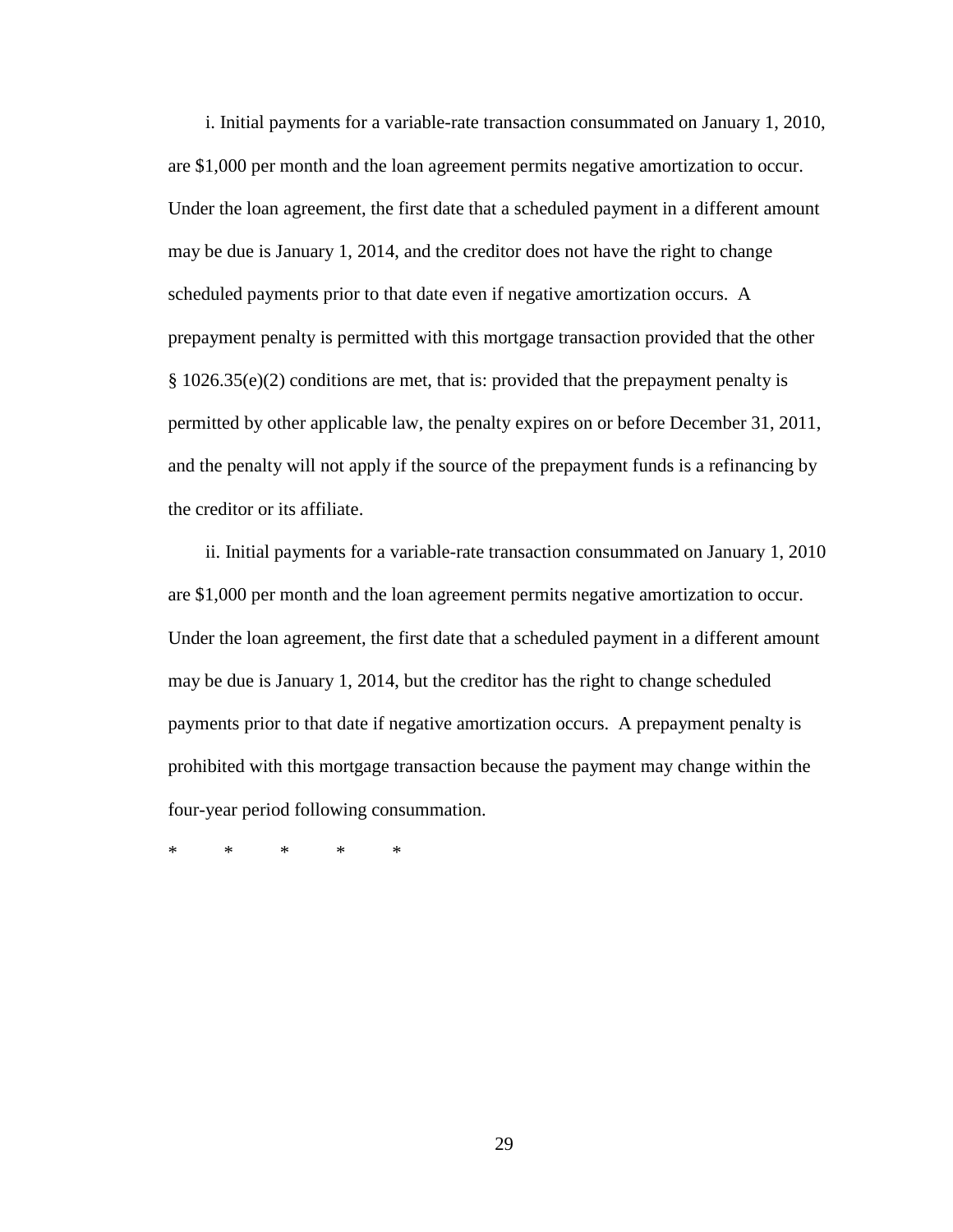i. Initial payments for a variable-rate transaction consummated on January 1, 2010, are $1,000 per month and the loan agreement permits negative amortization to occur. Under the loan agreement, the first date that a scheduled payment in a different amount may be due is January 1, 2014, and the creditor does not have the right to change scheduled payments prior to that date even if negative amortization occurs. A prepayment penalty is permitted with this mortgage transaction provided that the other § 1026.35(e)(2) conditions are met, that is: provided that the prepayment penalty is permitted by other applicable law, the penalty expires on or before December 31, 2011, and the penalty will not apply if the source of the prepayment funds is a refinancing by the creditor or its affiliate.

ii. Initial payments for a variable-rate transaction consummated on January 1, 2010 are $1,000 per month and the loan agreement permits negative amortization to occur. Under the loan agreement, the first date that a scheduled payment in a different amount may be due is January 1, 2014, but the creditor has the right to change scheduled payments prior to that date if negative amortization occurs. A prepayment penalty is prohibited with this mortgage transaction because the payment may change within the four-year period following consummation.

\* \* \* \* \*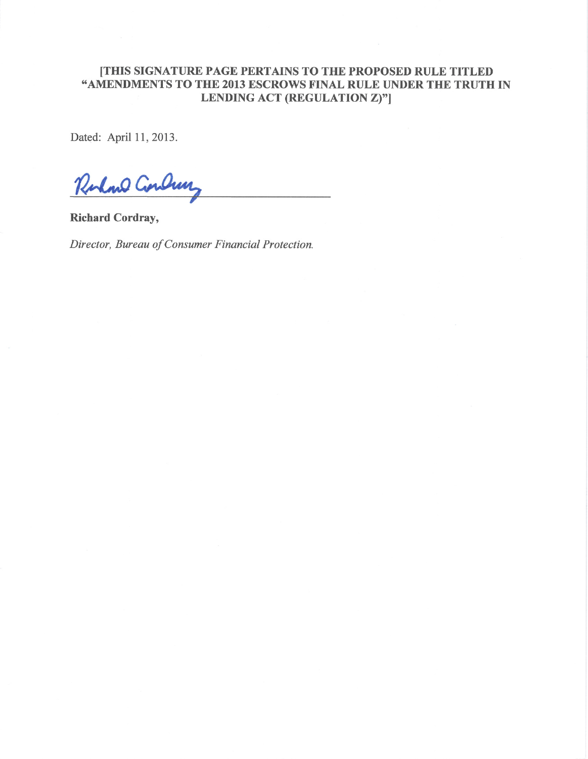**[THIS SIGNATURE PAGE PERTAINS TO THE PROPOSED RULE TITLED "AMENDMENTS TO THE 2013 ESCROWS FINAL RULE UNDER THE TRUTH IN LENDING ACT (REGULATION Z)"]**

Dated: April 11, 2013.

\_\_\_\_\_\_\_\_\_\_\_\_\_\_\_\_\_\_\_\_\_\_\_\_\_\_\_\_\_\_\_\_\_\_\_\_

**Richard Cordray,**

*Director, Bureau of Consumer Financial Protection.*